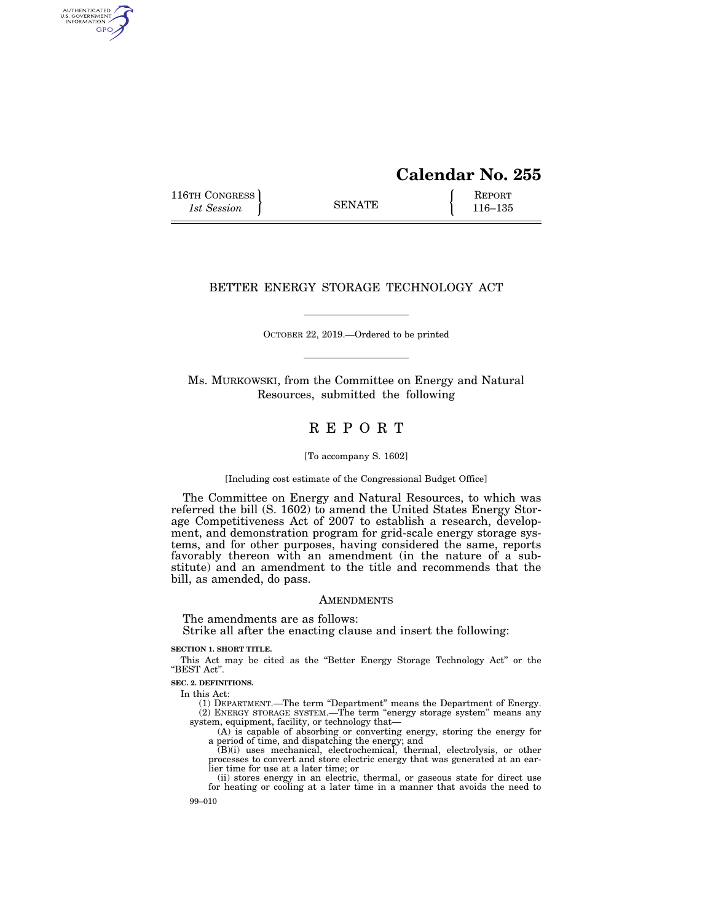# Calendar No. 255

116TH CONGRESS
*1st Session*

SENATE

REPORT
116–135

## BETTER ENERGY STORAGE TECHNOLOGY ACT

OCTOBER 22, 2019.—Ordered to be printed

Ms. MURKOWSKI, from the Committee on Energy and Natural Resources, submitted the following

# REPORT

[To accompany S. 1602]

[Including cost estimate of the Congressional Budget Office]

The Committee on Energy and Natural Resources, to which was referred the bill (S. 1602) to amend the United States Energy Storage Competitiveness Act of 2007 to establish a research, development, and demonstration program for grid-scale energy storage systems, and for other purposes, having considered the same, reports favorably thereon with an amendment (in the nature of a substitute) and an amendment to the title and recommends that the bill, as amended, do pass.

## AMENDMENTS

The amendments are as follows:

Strike all after the enacting clause and insert the following:

**SECTION 1. SHORT TITLE.**

This Act may be cited as the "Better Energy Storage Technology Act" or the "BEST Act".

**SEC. 2. DEFINITIONS.**

In this Act:

(1) DEPARTMENT.—The term "Department" means the Department of Energy.

(2) ENERGY STORAGE SYSTEM.—The term "energy storage system" means any system, equipment, facility, or technology that—

(A) is capable of absorbing or converting energy, storing the energy for a period of time, and dispatching the energy; and

(B)(i) uses mechanical, electrochemical, thermal, electrolysis, or other processes to convert and store electric energy that was generated at an earlier time for use at a later time; or

(ii) stores energy in an electric, thermal, or gaseous state for direct use for heating or cooling at a later time in a manner that avoids the need to

99–010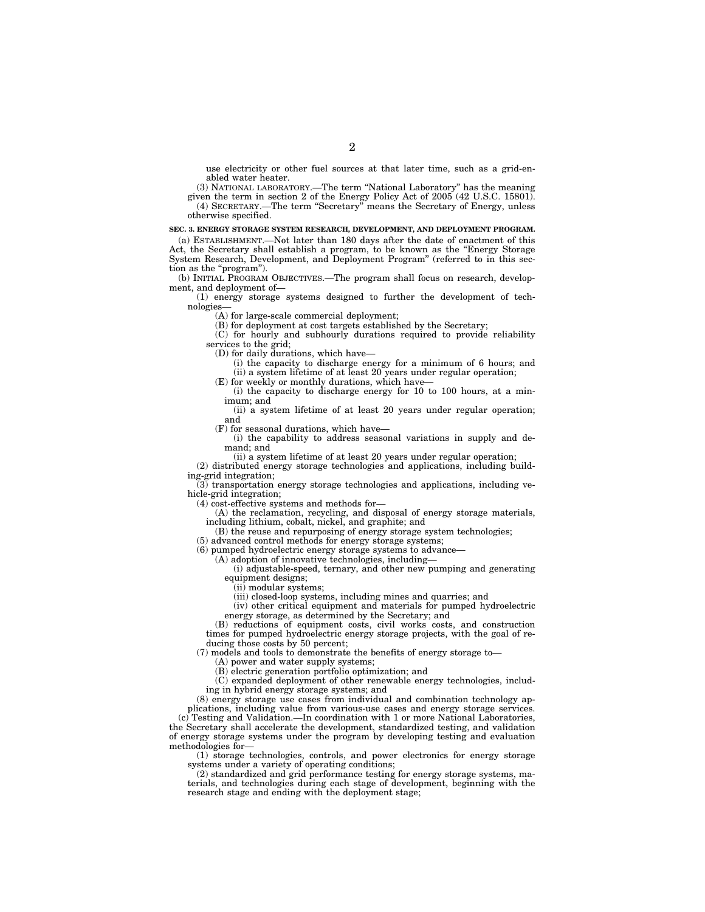use electricity or other fuel sources at that later time, such as a grid-enabled water heater.

(3) NATIONAL LABORATORY.—The term "National Laboratory" has the meaning given the term in section 2 of the Energy Policy Act of 2005 (42 U.S.C. 15801).

(4) SECRETARY.—The term "Secretary" means the Secretary of Energy, unless otherwise specified.

**SEC. 3. ENERGY STORAGE SYSTEM RESEARCH, DEVELOPMENT, AND DEPLOYMENT PROGRAM.**

(a) ESTABLISHMENT.—Not later than 180 days after the date of enactment of this Act, the Secretary shall establish a program, to be known as the "Energy Storage System Research, Development, and Deployment Program" (referred to in this section as the "program").

(b) INITIAL PROGRAM OBJECTIVES.—The program shall focus on research, development, and deployment of—

(1) energy storage systems designed to further the development of technologies—

(A) for large-scale commercial deployment;

(B) for deployment at cost targets established by the Secretary;

(C) for hourly and subhourly durations required to provide reliability services to the grid;

(D) for daily durations, which have—

(i) the capacity to discharge energy for a minimum of 6 hours; and

(ii) a system lifetime of at least 20 years under regular operation;

(E) for weekly or monthly durations, which have—

(i) the capacity to discharge energy for 10 to 100 hours, at a minimum; and

(ii) a system lifetime of at least 20 years under regular operation; and

(F) for seasonal durations, which have—

(i) the capability to address seasonal variations in supply and demand; and

(ii) a system lifetime of at least 20 years under regular operation;

(2) distributed energy storage technologies and applications, including building-grid integration;

(3) transportation energy storage technologies and applications, including vehicle-grid integration;

(4) cost-effective systems and methods for—

(A) the reclamation, recycling, and disposal of energy storage materials, including lithium, cobalt, nickel, and graphite; and

(B) the reuse and repurposing of energy storage system technologies;

(5) advanced control methods for energy storage systems;

(6) pumped hydroelectric energy storage systems to advance—

(A) adoption of innovative technologies, including—

(i) adjustable-speed, ternary, and other new pumping and generating equipment designs;

(ii) modular systems;

(iii) closed-loop systems, including mines and quarries; and

(iv) other critical equipment and materials for pumped hydroelectric energy storage, as determined by the Secretary; and

(B) reductions of equipment costs, civil works costs, and construction times for pumped hydroelectric energy storage projects, with the goal of reducing those costs by 50 percent;

(7) models and tools to demonstrate the benefits of energy storage to—

(A) power and water supply systems;

(B) electric generation portfolio optimization; and

(C) expanded deployment of other renewable energy technologies, including in hybrid energy storage systems; and

(8) energy storage use cases from individual and combination technology applications, including value from various-use cases and energy storage services.

(c) Testing and Validation.—In coordination with 1 or more National Laboratories, the Secretary shall accelerate the development, standardized testing, and validation of energy storage systems under the program by developing testing and evaluation methodologies for—

(1) storage technologies, controls, and power electronics for energy storage systems under a variety of operating conditions;

(2) standardized and grid performance testing for energy storage systems, materials, and technologies during each stage of development, beginning with the research stage and ending with the deployment stage;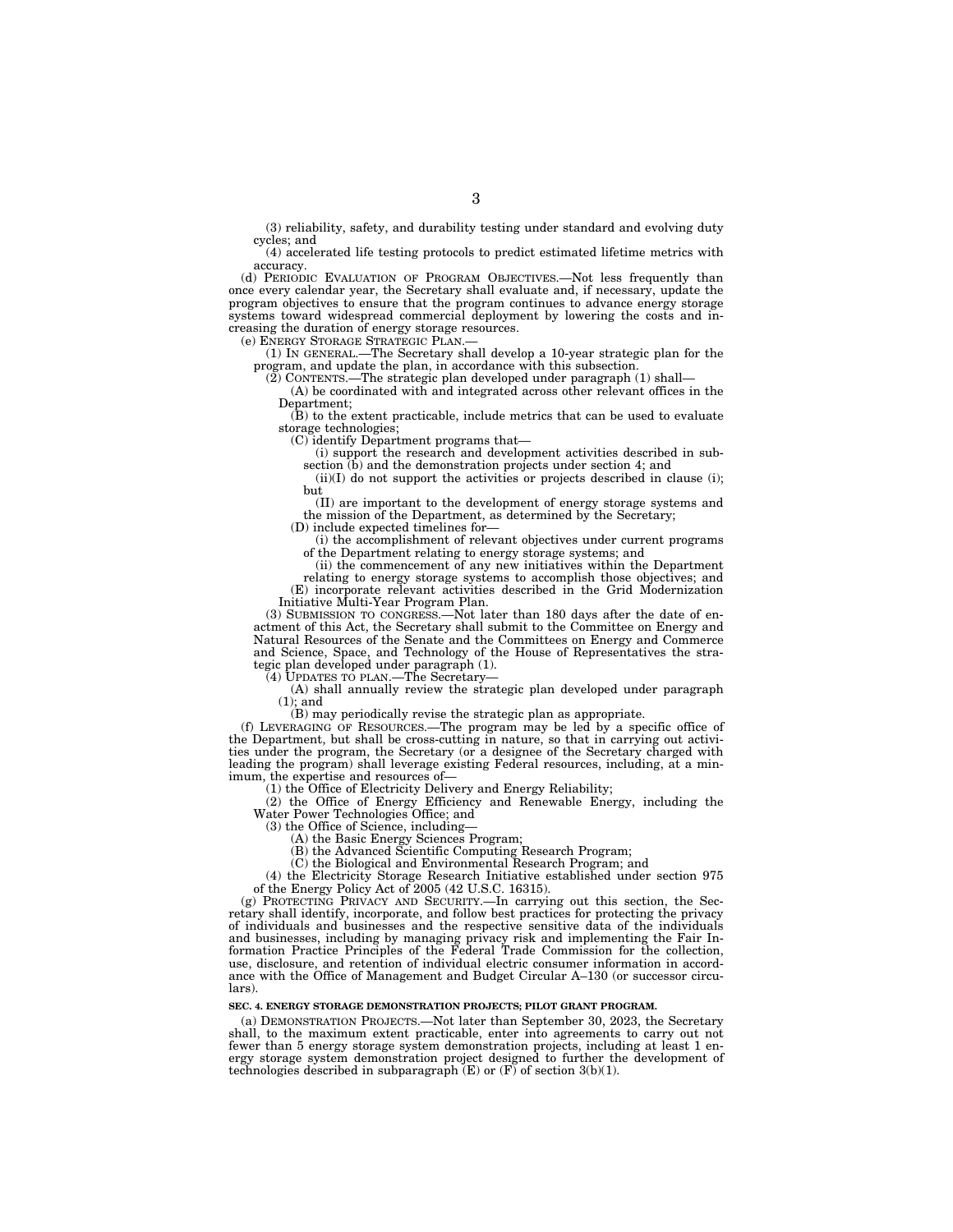(3) reliability, safety, and durability testing under standard and evolving duty cycles; and

(4) accelerated life testing protocols to predict estimated lifetime metrics with accuracy.

(d) PERIODIC EVALUATION OF PROGRAM OBJECTIVES.—Not less frequently than once every calendar year, the Secretary shall evaluate and, if necessary, update the program objectives to ensure that the program continues to advance energy storage systems toward widespread commercial deployment by lowering the costs and increasing the duration of energy storage resources.

(e) ENERGY STORAGE STRATEGIC PLAN.—

(1) IN GENERAL.—The Secretary shall develop a 10-year strategic plan for the program, and update the plan, in accordance with this subsection.

(2) CONTENTS.—The strategic plan developed under paragraph (1) shall—

(A) be coordinated with and integrated across other relevant offices in the Department;

(B) to the extent practicable, include metrics that can be used to evaluate storage technologies;

(C) identify Department programs that—

(i) support the research and development activities described in subsection (b) and the demonstration projects under section 4; and

(ii)(I) do not support the activities or projects described in clause (i); but

(II) are important to the development of energy storage systems and the mission of the Department, as determined by the Secretary;

(D) include expected timelines for—

(i) the accomplishment of relevant objectives under current programs of the Department relating to energy storage systems; and

(ii) the commencement of any new initiatives within the Department relating to energy storage systems to accomplish those objectives; and

(E) incorporate relevant activities described in the Grid Modernization Initiative Multi-Year Program Plan.

(3) SUBMISSION TO CONGRESS.—Not later than 180 days after the date of enactment of this Act, the Secretary shall submit to the Committee on Energy and Natural Resources of the Senate and the Committees on Energy and Commerce and Science, Space, and Technology of the House of Representatives the strategic plan developed under paragraph (1).

(4) UPDATES TO PLAN.—The Secretary—

(A) shall annually review the strategic plan developed under paragraph (1); and

(B) may periodically revise the strategic plan as appropriate.

(f) LEVERAGING OF RESOURCES.—The program may be led by a specific office of the Department, but shall be cross-cutting in nature, so that in carrying out activities under the program, the Secretary (or a designee of the Secretary charged with leading the program) shall leverage existing Federal resources, including, at a minimum, the expertise and resources of—

(1) the Office of Electricity Delivery and Energy Reliability;

(2) the Office of Energy Efficiency and Renewable Energy, including the Water Power Technologies Office; and

(3) the Office of Science, including—

(A) the Basic Energy Sciences Program;

(B) the Advanced Scientific Computing Research Program;

(C) the Biological and Environmental Research Program; and

(4) the Electricity Storage Research Initiative established under section 975 of the Energy Policy Act of 2005 (42 U.S.C. 16315).

(g) PROTECTING PRIVACY AND SECURITY.—In carrying out this section, the Secretary shall identify, incorporate, and follow best practices for protecting the privacy of individuals and businesses and the respective sensitive data of the individuals and businesses, including by managing privacy risk and implementing the Fair Information Practice Principles of the Federal Trade Commission for the collection, use, disclosure, and retention of individual electric consumer information in accordance with the Office of Management and Budget Circular A–130 (or successor circulars).

**SEC. 4. ENERGY STORAGE DEMONSTRATION PROJECTS; PILOT GRANT PROGRAM.**

(a) DEMONSTRATION PROJECTS.—Not later than September 30, 2023, the Secretary shall, to the maximum extent practicable, enter into agreements to carry out not fewer than 5 energy storage system demonstration projects, including at least 1 energy storage system demonstration project designed to further the development of technologies described in subparagraph (E) or (F) of section 3(b)(1).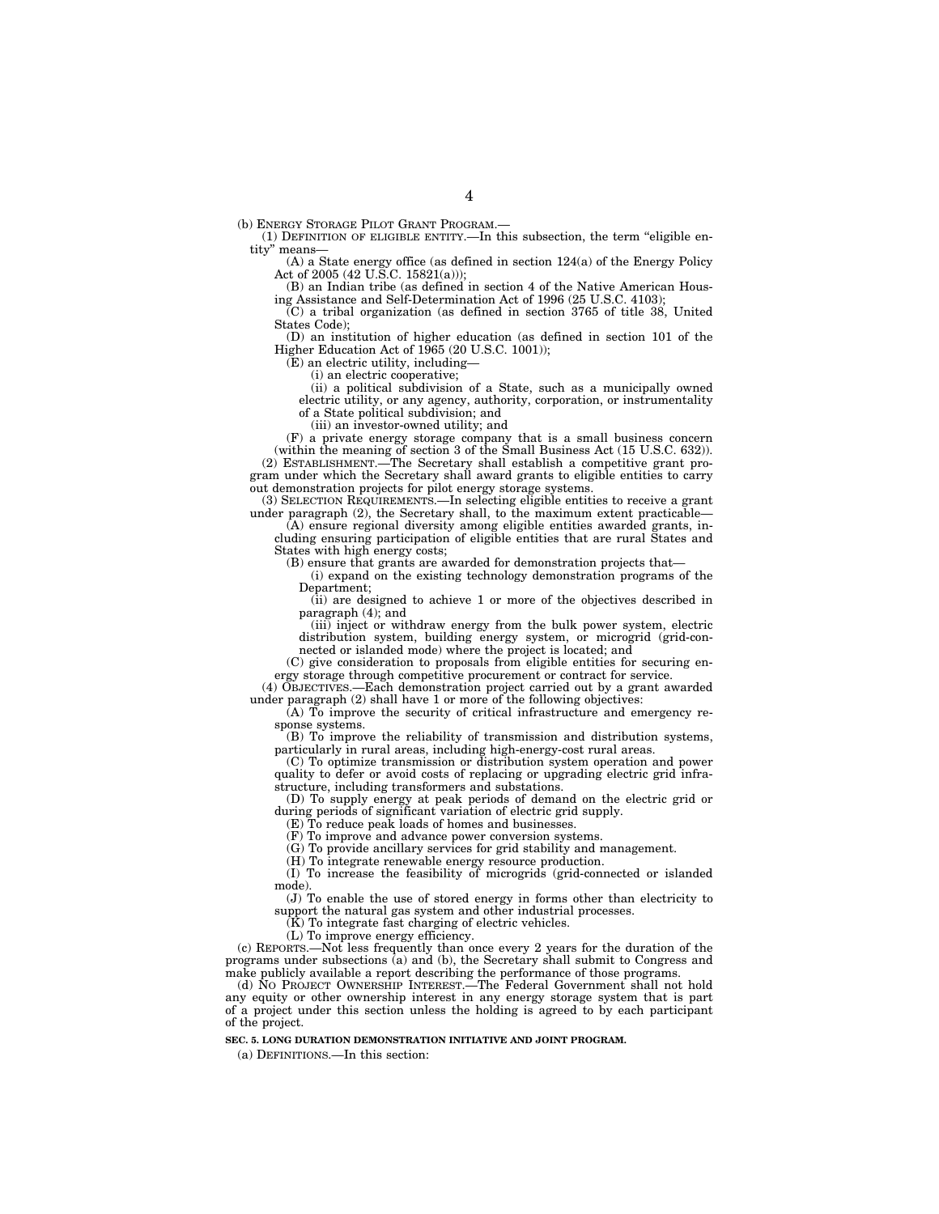(b) ENERGY STORAGE PILOT GRANT PROGRAM.—

(1) DEFINITION OF ELIGIBLE ENTITY.—In this subsection, the term "eligible entity" means—

(A) a State energy office (as defined in section 124(a) of the Energy Policy Act of 2005 (42 U.S.C. 15821(a)));

(B) an Indian tribe (as defined in section 4 of the Native American Housing Assistance and Self-Determination Act of 1996 (25 U.S.C. 4103);

(C) a tribal organization (as defined in section 3765 of title 38, United States Code);

(D) an institution of higher education (as defined in section 101 of the Higher Education Act of 1965 (20 U.S.C. 1001));

(E) an electric utility, including—

(i) an electric cooperative;

(ii) a political subdivision of a State, such as a municipally owned electric utility, or any agency, authority, corporation, or instrumentality of a State political subdivision; and

(iii) an investor-owned utility; and

(F) a private energy storage company that is a small business concern (within the meaning of section 3 of the Small Business Act (15 U.S.C. 632)).

(2) ESTABLISHMENT.—The Secretary shall establish a competitive grant program under which the Secretary shall award grants to eligible entities to carry out demonstration projects for pilot energy storage systems.

(3) SELECTION REQUIREMENTS.—In selecting eligible entities to receive a grant under paragraph (2), the Secretary shall, to the maximum extent practicable—

(A) ensure regional diversity among eligible entities awarded grants, including ensuring participation of eligible entities that are rural States and States with high energy costs;

(B) ensure that grants are awarded for demonstration projects that—

(i) expand on the existing technology demonstration programs of the Department;

(ii) are designed to achieve 1 or more of the objectives described in paragraph (4); and

(iii) inject or withdraw energy from the bulk power system, electric distribution system, building energy system, or microgrid (grid-connected or islanded mode) where the project is located; and

(C) give consideration to proposals from eligible entities for securing energy storage through competitive procurement or contract for service.

(4) OBJECTIVES.—Each demonstration project carried out by a grant awarded under paragraph (2) shall have 1 or more of the following objectives:

(A) To improve the security of critical infrastructure and emergency response systems.

(B) To improve the reliability of transmission and distribution systems, particularly in rural areas, including high-energy-cost rural areas.

(C) To optimize transmission or distribution system operation and power quality to defer or avoid costs of replacing or upgrading electric grid infrastructure, including transformers and substations.

(D) To supply energy at peak periods of demand on the electric grid or during periods of significant variation of electric grid supply.

(E) To reduce peak loads of homes and businesses.

(F) To improve and advance power conversion systems.

(G) To provide ancillary services for grid stability and management.

(H) To integrate renewable energy resource production.

(I) To increase the feasibility of microgrids (grid-connected or islanded mode).

(J) To enable the use of stored energy in forms other than electricity to support the natural gas system and other industrial processes.

(K) To integrate fast charging of electric vehicles.

(L) To improve energy efficiency.

(c) REPORTS.—Not less frequently than once every 2 years for the duration of the programs under subsections (a) and (b), the Secretary shall submit to Congress and make publicly available a report describing the performance of those programs.

(d) NO PROJECT OWNERSHIP INTEREST.—The Federal Government shall not hold any equity or other ownership interest in any energy storage system that is part of a project under this section unless the holding is agreed to by each participant of the project.

**SEC. 5. LONG DURATION DEMONSTRATION INITIATIVE AND JOINT PROGRAM.**

(a) DEFINITIONS.—In this section: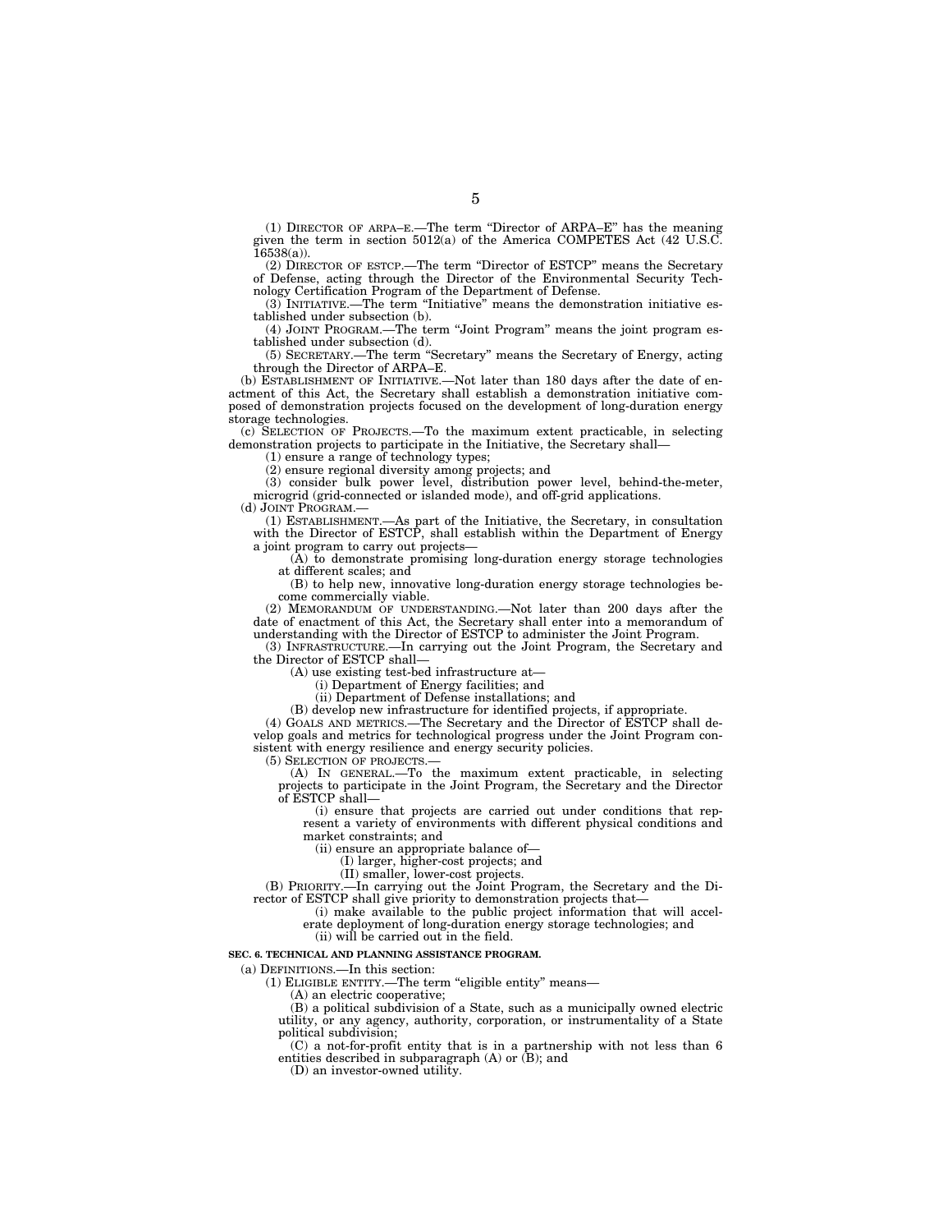(1) DIRECTOR OF ARPA–E.—The term "Director of ARPA–E" has the meaning given the term in section 5012(a) of the America COMPETES Act (42 U.S.C. 16538(a)).

(2) DIRECTOR OF ESTCP.—The term "Director of ESTCP" means the Secretary of Defense, acting through the Director of the Environmental Security Technology Certification Program of the Department of Defense.

(3) INITIATIVE.—The term "Initiative" means the demonstration initiative established under subsection (b).

(4) JOINT PROGRAM.—The term "Joint Program" means the joint program established under subsection (d).

(5) SECRETARY.—The term "Secretary" means the Secretary of Energy, acting through the Director of ARPA–E.

(b) ESTABLISHMENT OF INITIATIVE.—Not later than 180 days after the date of enactment of this Act, the Secretary shall establish a demonstration initiative composed of demonstration projects focused on the development of long-duration energy storage technologies.

(c) SELECTION OF PROJECTS.—To the maximum extent practicable, in selecting demonstration projects to participate in the Initiative, the Secretary shall—

(1) ensure a range of technology types;

(2) ensure regional diversity among projects; and

(3) consider bulk power level, distribution power level, behind-the-meter, microgrid (grid-connected or islanded mode), and off-grid applications.

(d) JOINT PROGRAM.—

(1) ESTABLISHMENT.—As part of the Initiative, the Secretary, in consultation with the Director of ESTCP, shall establish within the Department of Energy a joint program to carry out projects—

(A) to demonstrate promising long-duration energy storage technologies at different scales; and

(B) to help new, innovative long-duration energy storage technologies become commercially viable.

(2) MEMORANDUM OF UNDERSTANDING.—Not later than 200 days after the date of enactment of this Act, the Secretary shall enter into a memorandum of understanding with the Director of ESTCP to administer the Joint Program.

(3) INFRASTRUCTURE.—In carrying out the Joint Program, the Secretary and the Director of ESTCP shall—

(A) use existing test-bed infrastructure at—

(i) Department of Energy facilities; and

(ii) Department of Defense installations; and

(B) develop new infrastructure for identified projects, if appropriate.

(4) GOALS AND METRICS.—The Secretary and the Director of ESTCP shall develop goals and metrics for technological progress under the Joint Program consistent with energy resilience and energy security policies.

(5) SELECTION OF PROJECTS.—

(A) IN GENERAL.—To the maximum extent practicable, in selecting projects to participate in the Joint Program, the Secretary and the Director of ESTCP shall—

(i) ensure that projects are carried out under conditions that represent a variety of environments with different physical conditions and market constraints; and

(ii) ensure an appropriate balance of—

(I) larger, higher-cost projects; and

(II) smaller, lower-cost projects.

(B) PRIORITY.—In carrying out the Joint Program, the Secretary and the Director of ESTCP shall give priority to demonstration projects that—

(i) make available to the public project information that will accelerate deployment of long-duration energy storage technologies; and

(ii) will be carried out in the field.

**SEC. 6. TECHNICAL AND PLANNING ASSISTANCE PROGRAM.**

(a) DEFINITIONS.—In this section:

(1) ELIGIBLE ENTITY.—The term "eligible entity" means—

(A) an electric cooperative;

(B) a political subdivision of a State, such as a municipally owned electric utility, or any agency, authority, corporation, or instrumentality of a State political subdivision;

(C) a not-for-profit entity that is in a partnership with not less than 6 entities described in subparagraph (A) or (B); and

(D) an investor-owned utility.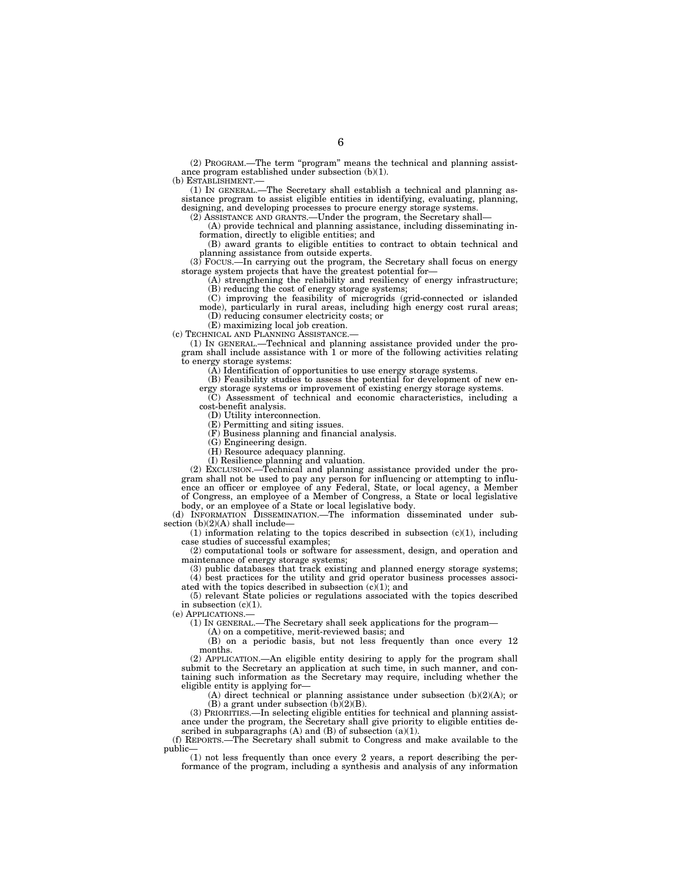(2) PROGRAM.—The term "program" means the technical and planning assistance program established under subsection (b)(1).

(b) ESTABLISHMENT.—

(1) IN GENERAL.—The Secretary shall establish a technical and planning assistance program to assist eligible entities in identifying, evaluating, planning, designing, and developing processes to procure energy storage systems.

(2) ASSISTANCE AND GRANTS.—Under the program, the Secretary shall—

(A) provide technical and planning assistance, including disseminating information, directly to eligible entities; and

(B) award grants to eligible entities to contract to obtain technical and planning assistance from outside experts.

(3) FOCUS.—In carrying out the program, the Secretary shall focus on energy storage system projects that have the greatest potential for—

(A) strengthening the reliability and resiliency of energy infrastructure;

(B) reducing the cost of energy storage systems;

(C) improving the feasibility of microgrids (grid-connected or islanded mode), particularly in rural areas, including high energy cost rural areas;

(D) reducing consumer electricity costs; or

(E) maximizing local job creation.

(c) TECHNICAL AND PLANNING ASSISTANCE.—

(1) IN GENERAL.—Technical and planning assistance provided under the program shall include assistance with 1 or more of the following activities relating to energy storage systems:

(A) Identification of opportunities to use energy storage systems.

(B) Feasibility studies to assess the potential for development of new energy storage systems or improvement of existing energy storage systems.

(C) Assessment of technical and economic characteristics, including a cost-benefit analysis.

(D) Utility interconnection.

(E) Permitting and siting issues.

(F) Business planning and financial analysis.

(G) Engineering design.

(H) Resource adequacy planning.

(I) Resilience planning and valuation.

(2) EXCLUSION.—Technical and planning assistance provided under the program shall not be used to pay any person for influencing or attempting to influence an officer or employee of any Federal, State, or local agency, a Member of Congress, an employee of a Member of Congress, a State or local legislative body, or an employee of a State or local legislative body.

(d) INFORMATION DISSEMINATION.—The information disseminated under subsection (b)(2)(A) shall include—

(1) information relating to the topics described in subsection (c)(1), including case studies of successful examples;

(2) computational tools or software for assessment, design, and operation and maintenance of energy storage systems;

(3) public databases that track existing and planned energy storage systems;

(4) best practices for the utility and grid operator business processes associated with the topics described in subsection (c)(1); and

(5) relevant State policies or regulations associated with the topics described in subsection (c)(1).

(e) APPLICATIONS.—

(1) IN GENERAL.—The Secretary shall seek applications for the program—

(A) on a competitive, merit-reviewed basis; and

(B) on a periodic basis, but not less frequently than once every 12 months.

(2) APPLICATION.—An eligible entity desiring to apply for the program shall submit to the Secretary an application at such time, in such manner, and containing such information as the Secretary may require, including whether the eligible entity is applying for—

(A) direct technical or planning assistance under subsection (b)(2)(A); or

(B) a grant under subsection (b)(2)(B).

(3) PRIORITIES.—In selecting eligible entities for technical and planning assistance under the program, the Secretary shall give priority to eligible entities described in subparagraphs (A) and (B) of subsection (a)(1).

(f) REPORTS.—The Secretary shall submit to Congress and make available to the public—

(1) not less frequently than once every 2 years, a report describing the performance of the program, including a synthesis and analysis of any information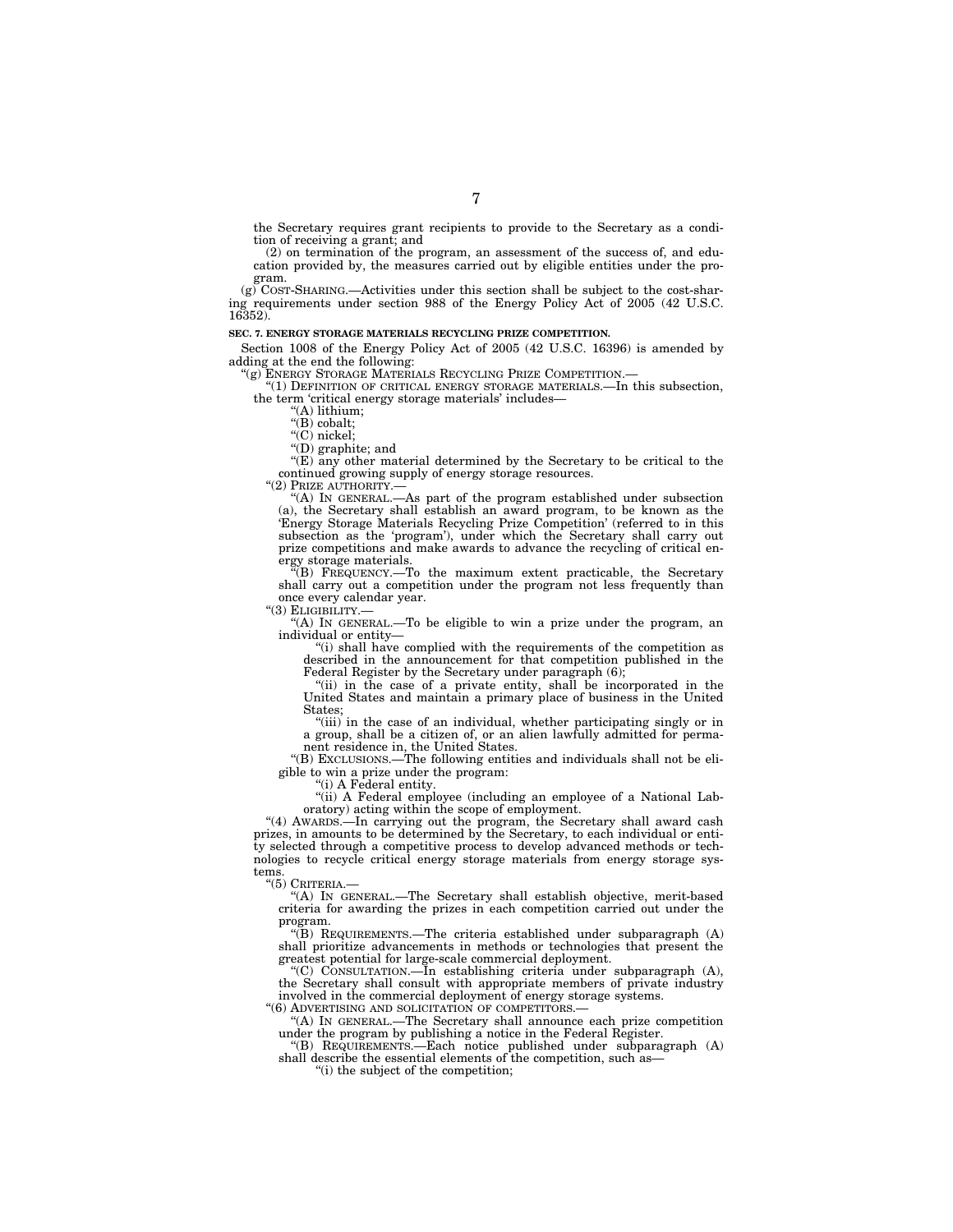the Secretary requires grant recipients to provide to the Secretary as a condition of receiving a grant; and

(2) on termination of the program, an assessment of the success of, and education provided by, the measures carried out by eligible entities under the program.

(g) COST-SHARING.—Activities under this section shall be subject to the cost-sharing requirements under section 988 of the Energy Policy Act of 2005 (42 U.S.C. 16352).

**SEC. 7. ENERGY STORAGE MATERIALS RECYCLING PRIZE COMPETITION.**

Section 1008 of the Energy Policy Act of 2005 (42 U.S.C. 16396) is amended by adding at the end the following:

"(g) ENERGY STORAGE MATERIALS RECYCLING PRIZE COMPETITION.—

"(1) DEFINITION OF CRITICAL ENERGY STORAGE MATERIALS.—In this subsection, the term 'critical energy storage materials' includes—

"(A) lithium;

"(B) cobalt;

"(C) nickel;

"(D) graphite; and

"(E) any other material determined by the Secretary to be critical to the continued growing supply of energy storage resources.

"(2) PRIZE AUTHORITY.—

"(A) IN GENERAL.—As part of the program established under subsection (a), the Secretary shall establish an award program, to be known as the 'Energy Storage Materials Recycling Prize Competition' (referred to in this subsection as the 'program'), under which the Secretary shall carry out prize competitions and make awards to advance the recycling of critical energy storage materials.

"(B) FREQUENCY.—To the maximum extent practicable, the Secretary shall carry out a competition under the program not less frequently than once every calendar year.

"(3) ELIGIBILITY.—

"(A) IN GENERAL.—To be eligible to win a prize under the program, an individual or entity—

"(i) shall have complied with the requirements of the competition as described in the announcement for that competition published in the Federal Register by the Secretary under paragraph (6);

"(ii) in the case of a private entity, shall be incorporated in the United States and maintain a primary place of business in the United States;

"(iii) in the case of an individual, whether participating singly or in a group, shall be a citizen of, or an alien lawfully admitted for permanent residence in, the United States.

"(B) EXCLUSIONS.—The following entities and individuals shall not be eligible to win a prize under the program:

"(i) A Federal entity.

"(ii) A Federal employee (including an employee of a National Laboratory) acting within the scope of employment.

"(4) AWARDS.—In carrying out the program, the Secretary shall award cash prizes, in amounts to be determined by the Secretary, to each individual or entity selected through a competitive process to develop advanced methods or technologies to recycle critical energy storage materials from energy storage systems.

"(5) CRITERIA.—

"(A) IN GENERAL.—The Secretary shall establish objective, merit-based criteria for awarding the prizes in each competition carried out under the program.

"(B) REQUIREMENTS.—The criteria established under subparagraph (A) shall prioritize advancements in methods or technologies that present the greatest potential for large-scale commercial deployment.

"(C) CONSULTATION.—In establishing criteria under subparagraph (A), the Secretary shall consult with appropriate members of private industry involved in the commercial deployment of energy storage systems.

"(6) ADVERTISING AND SOLICITATION OF COMPETITORS.—

"(A) IN GENERAL.—The Secretary shall announce each prize competition under the program by publishing a notice in the Federal Register.

"(B) REQUIREMENTS.—Each notice published under subparagraph (A) shall describe the essential elements of the competition, such as—

"(i) the subject of the competition;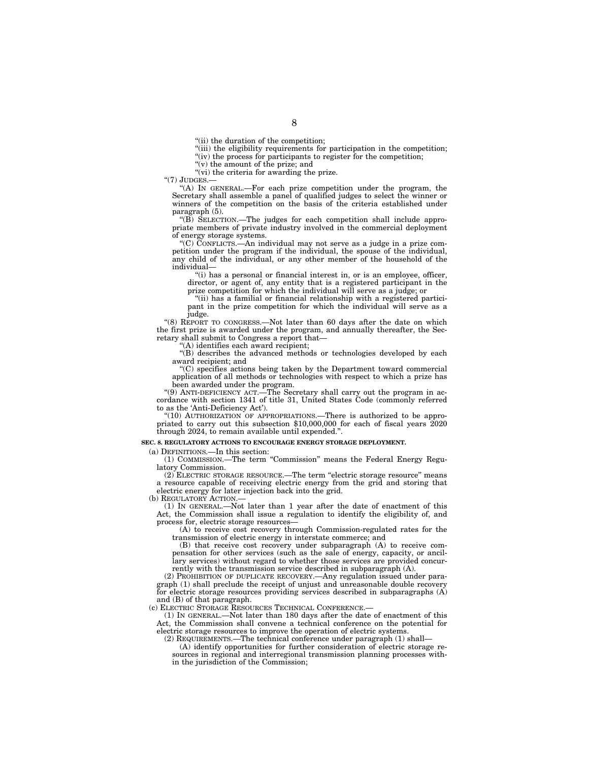"(ii) the duration of the competition;

"(iii) the eligibility requirements for participation in the competition;

"(iv) the process for participants to register for the competition;

"(v) the amount of the prize; and

"(vi) the criteria for awarding the prize.

"(7) JUDGES.—

"(A) IN GENERAL.—For each prize competition under the program, the Secretary shall assemble a panel of qualified judges to select the winner or winners of the competition on the basis of the criteria established under paragraph (5).

"(B) SELECTION.—The judges for each competition shall include appropriate members of private industry involved in the commercial deployment of energy storage systems.

"(C) CONFLICTS.—An individual may not serve as a judge in a prize competition under the program if the individual, the spouse of the individual, any child of the individual, or any other member of the household of the individual—

"(i) has a personal or financial interest in, or is an employee, officer, director, or agent of, any entity that is a registered participant in the prize competition for which the individual will serve as a judge; or

"(ii) has a familial or financial relationship with a registered participant in the prize competition for which the individual will serve as a judge.

"(8) REPORT TO CONGRESS.—Not later than 60 days after the date on which the first prize is awarded under the program, and annually thereafter, the Secretary shall submit to Congress a report that—

"(A) identifies each award recipient;

"(B) describes the advanced methods or technologies developed by each award recipient; and

"(C) specifies actions being taken by the Department toward commercial application of all methods or technologies with respect to which a prize has been awarded under the program.

"(9) ANTI-DEFICIENCY ACT.—The Secretary shall carry out the program in accordance with section 1341 of title 31, United States Code (commonly referred to as the 'Anti-Deficiency Act').

"(10) AUTHORIZATION OF APPROPRIATIONS.—There is authorized to be appropriated to carry out this subsection $10,000,000 for each of fiscal years 2020 through 2024, to remain available until expended.".

**SEC. 8. REGULATORY ACTIONS TO ENCOURAGE ENERGY STORAGE DEPLOYMENT.**

(a) DEFINITIONS.—In this section:

(1) COMMISSION.—The term "Commission" means the Federal Energy Regulatory Commission.

(2) ELECTRIC STORAGE RESOURCE.—The term "electric storage resource" means a resource capable of receiving electric energy from the grid and storing that electric energy for later injection back into the grid.

(b) REGULATORY ACTION.—

(1) IN GENERAL.—Not later than 1 year after the date of enactment of this Act, the Commission shall issue a regulation to identify the eligibility of, and process for, electric storage resources—

(A) to receive cost recovery through Commission-regulated rates for the transmission of electric energy in interstate commerce; and

(B) that receive cost recovery under subparagraph (A) to receive compensation for other services (such as the sale of energy, capacity, or ancillary services) without regard to whether those services are provided concurrently with the transmission service described in subparagraph (A).

(2) PROHIBITION OF DUPLICATE RECOVERY.—Any regulation issued under paragraph (1) shall preclude the receipt of unjust and unreasonable double recovery for electric storage resources providing services described in subparagraphs (A) and (B) of that paragraph.

(c) ELECTRIC STORAGE RESOURCES TECHNICAL CONFERENCE.—

(1) IN GENERAL.—Not later than 180 days after the date of enactment of this Act, the Commission shall convene a technical conference on the potential for electric storage resources to improve the operation of electric systems.

(2) REQUIREMENTS.—The technical conference under paragraph (1) shall—

(A) identify opportunities for further consideration of electric storage resources in regional and interregional transmission planning processes within the jurisdiction of the Commission;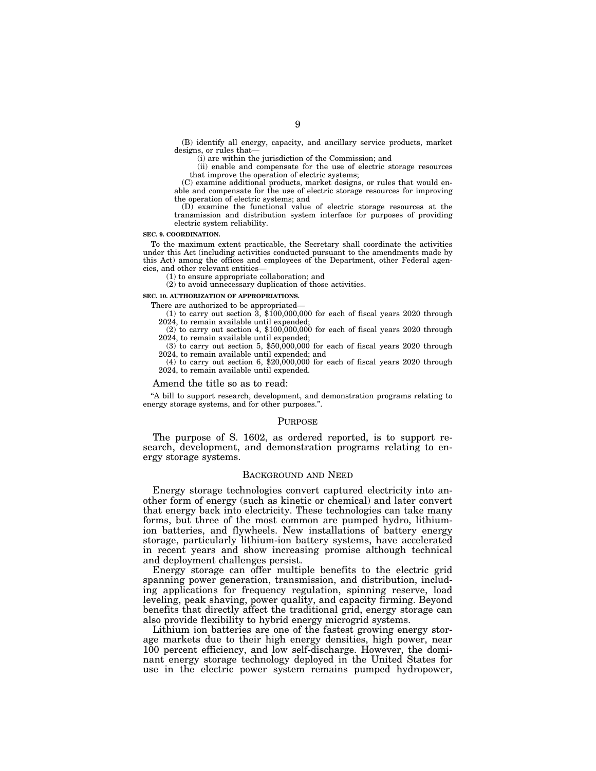(B) identify all energy, capacity, and ancillary service products, market designs, or rules that—

(i) are within the jurisdiction of the Commission; and

(ii) enable and compensate for the use of electric storage resources that improve the operation of electric systems;

(C) examine additional products, market designs, or rules that would enable and compensate for the use of electric storage resources for improving the operation of electric systems; and

(D) examine the functional value of electric storage resources at the transmission and distribution system interface for purposes of providing electric system reliability.

**SEC. 9. COORDINATION.**

To the maximum extent practicable, the Secretary shall coordinate the activities under this Act (including activities conducted pursuant to the amendments made by this Act) among the offices and employees of the Department, other Federal agencies, and other relevant entities—

(1) to ensure appropriate collaboration; and

(2) to avoid unnecessary duplication of those activities.

**SEC. 10. AUTHORIZATION OF APPROPRIATIONS.**

There are authorized to be appropriated—

(1) to carry out section 3, $100,000,000 for each of fiscal years 2020 through 2024, to remain available until expended;

(2) to carry out section 4, $100,000,000 for each of fiscal years 2020 through 2024, to remain available until expended;

(3) to carry out section 5, $50,000,000 for each of fiscal years 2020 through 2024, to remain available until expended; and

(4) to carry out section 6, $20,000,000 for each of fiscal years 2020 through 2024, to remain available until expended.

Amend the title so as to read:

"A bill to support research, development, and demonstration programs relating to energy storage systems, and for other purposes.".

## PURPOSE

The purpose of S. 1602, as ordered reported, is to support research, development, and demonstration programs relating to energy storage systems.

## BACKGROUND AND NEED

Energy storage technologies convert captured electricity into another form of energy (such as kinetic or chemical) and later convert that energy back into electricity. These technologies can take many forms, but three of the most common are pumped hydro, lithium-ion batteries, and flywheels. New installations of battery energy storage, particularly lithium-ion battery systems, have accelerated in recent years and show increasing promise although technical and deployment challenges persist.

Energy storage can offer multiple benefits to the electric grid spanning power generation, transmission, and distribution, including applications for frequency regulation, spinning reserve, load leveling, peak shaving, power quality, and capacity firming. Beyond benefits that directly affect the traditional grid, energy storage can also provide flexibility to hybrid energy microgrid systems.

Lithium ion batteries are one of the fastest growing energy storage markets due to their high energy densities, high power, near 100 percent efficiency, and low self-discharge. However, the dominant energy storage technology deployed in the United States for use in the electric power system remains pumped hydropower,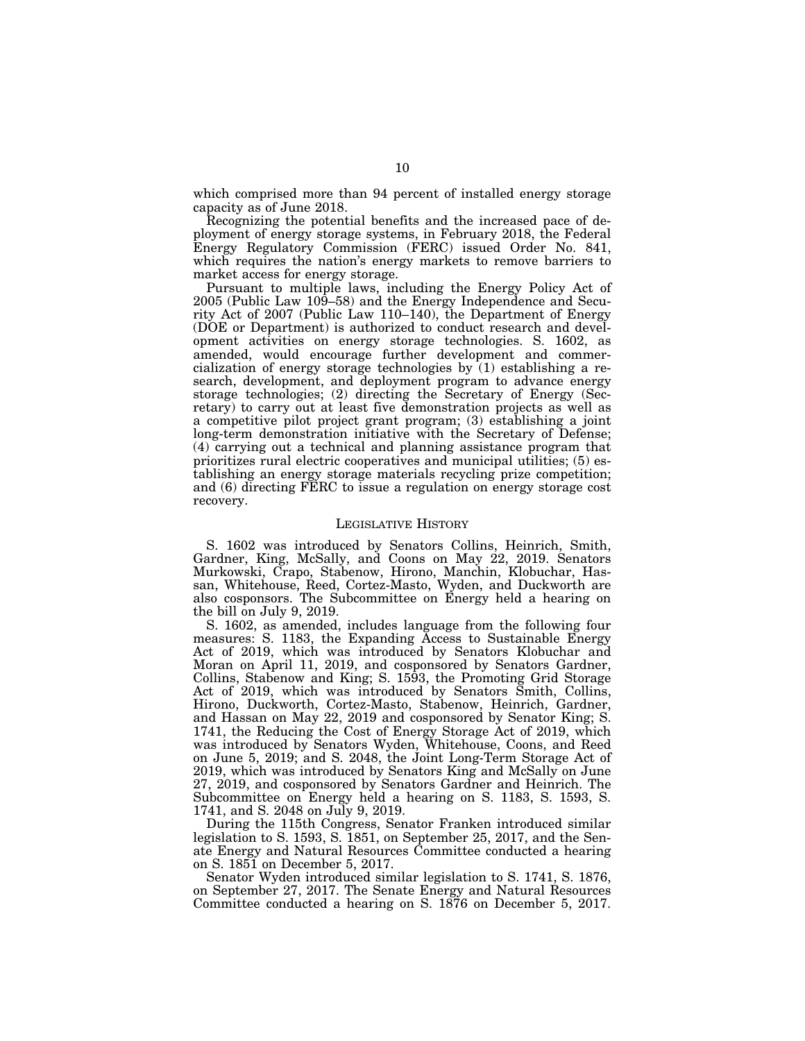which comprised more than 94 percent of installed energy storage capacity as of June 2018.

Recognizing the potential benefits and the increased pace of deployment of energy storage systems, in February 2018, the Federal Energy Regulatory Commission (FERC) issued Order No. 841, which requires the nation's energy markets to remove barriers to market access for energy storage.

Pursuant to multiple laws, including the Energy Policy Act of 2005 (Public Law 109–58) and the Energy Independence and Security Act of 2007 (Public Law 110–140), the Department of Energy (DOE or Department) is authorized to conduct research and development activities on energy storage technologies. S. 1602, as amended, would encourage further development and commercialization of energy storage technologies by (1) establishing a research, development, and deployment program to advance energy storage technologies; (2) directing the Secretary of Energy (Secretary) to carry out at least five demonstration projects as well as a competitive pilot project grant program; (3) establishing a joint long-term demonstration initiative with the Secretary of Defense; (4) carrying out a technical and planning assistance program that prioritizes rural electric cooperatives and municipal utilities; (5) establishing an energy storage materials recycling prize competition; and (6) directing FERC to issue a regulation on energy storage cost recovery.

## LEGISLATIVE HISTORY

S. 1602 was introduced by Senators Collins, Heinrich, Smith, Gardner, King, McSally, and Coons on May 22, 2019. Senators Murkowski, Crapo, Stabenow, Hirono, Manchin, Klobuchar, Hassan, Whitehouse, Reed, Cortez-Masto, Wyden, and Duckworth are also cosponsors. The Subcommittee on Energy held a hearing on the bill on July 9, 2019.

S. 1602, as amended, includes language from the following four measures: S. 1183, the Expanding Access to Sustainable Energy Act of 2019, which was introduced by Senators Klobuchar and Moran on April 11, 2019, and cosponsored by Senators Gardner, Collins, Stabenow and King; S. 1593, the Promoting Grid Storage Act of 2019, which was introduced by Senators Smith, Collins, Hirono, Duckworth, Cortez-Masto, Stabenow, Heinrich, Gardner, and Hassan on May 22, 2019 and cosponsored by Senator King; S. 1741, the Reducing the Cost of Energy Storage Act of 2019, which was introduced by Senators Wyden, Whitehouse, Coons, and Reed on June 5, 2019; and S. 2048, the Joint Long-Term Storage Act of 2019, which was introduced by Senators King and McSally on June 27, 2019, and cosponsored by Senators Gardner and Heinrich. The Subcommittee on Energy held a hearing on S. 1183, S. 1593, S. 1741, and S. 2048 on July 9, 2019.

During the 115th Congress, Senator Franken introduced similar legislation to S. 1593, S. 1851, on September 25, 2017, and the Senate Energy and Natural Resources Committee conducted a hearing on S. 1851 on December 5, 2017.

Senator Wyden introduced similar legislation to S. 1741, S. 1876, on September 27, 2017. The Senate Energy and Natural Resources Committee conducted a hearing on S. 1876 on December 5, 2017.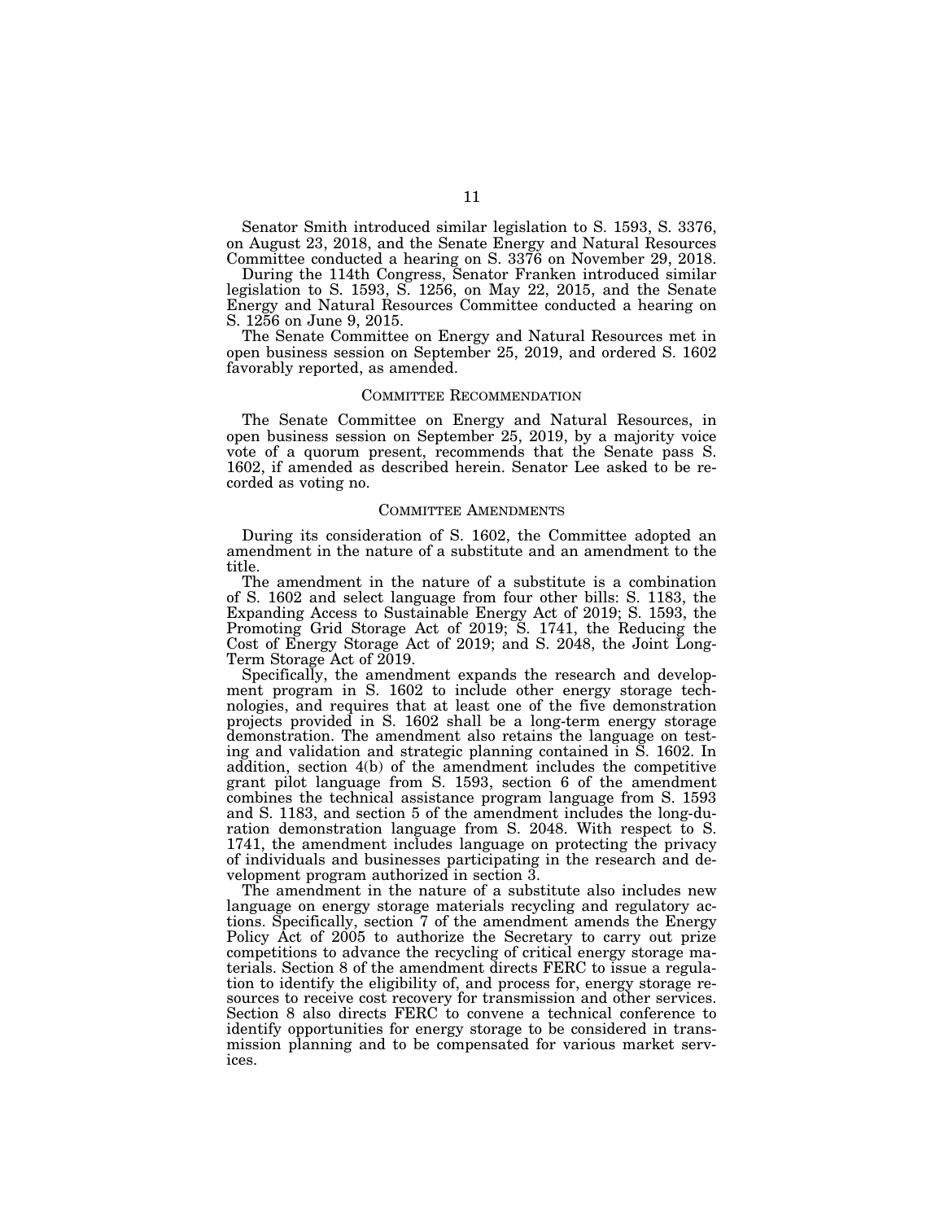Senator Smith introduced similar legislation to S. 1593, S. 3376, on August 23, 2018, and the Senate Energy and Natural Resources Committee conducted a hearing on S. 3376 on November 29, 2018.

During the 114th Congress, Senator Franken introduced similar legislation to S. 1593, S. 1256, on May 22, 2015, and the Senate Energy and Natural Resources Committee conducted a hearing on S. 1256 on June 9, 2015.

The Senate Committee on Energy and Natural Resources met in open business session on September 25, 2019, and ordered S. 1602 favorably reported, as amended.

## COMMITTEE RECOMMENDATION

The Senate Committee on Energy and Natural Resources, in open business session on September 25, 2019, by a majority voice vote of a quorum present, recommends that the Senate pass S. 1602, if amended as described herein. Senator Lee asked to be recorded as voting no.

## COMMITTEE AMENDMENTS

During its consideration of S. 1602, the Committee adopted an amendment in the nature of a substitute and an amendment to the title.

The amendment in the nature of a substitute is a combination of S. 1602 and select language from four other bills: S. 1183, the Expanding Access to Sustainable Energy Act of 2019; S. 1593, the Promoting Grid Storage Act of 2019; S. 1741, the Reducing the Cost of Energy Storage Act of 2019; and S. 2048, the Joint Long-Term Storage Act of 2019.

Specifically, the amendment expands the research and development program in S. 1602 to include other energy storage technologies, and requires that at least one of the five demonstration projects provided in S. 1602 shall be a long-term energy storage demonstration. The amendment also retains the language on testing and validation and strategic planning contained in S. 1602. In addition, section 4(b) of the amendment includes the competitive grant pilot language from S. 1593, section 6 of the amendment combines the technical assistance program language from S. 1593 and S. 1183, and section 5 of the amendment includes the long-duration demonstration language from S. 2048. With respect to S. 1741, the amendment includes language on protecting the privacy of individuals and businesses participating in the research and development program authorized in section 3.

The amendment in the nature of a substitute also includes new language on energy storage materials recycling and regulatory actions. Specifically, section 7 of the amendment amends the Energy Policy Act of 2005 to authorize the Secretary to carry out prize competitions to advance the recycling of critical energy storage materials. Section 8 of the amendment directs FERC to issue a regulation to identify the eligibility of, and process for, energy storage resources to receive cost recovery for transmission and other services. Section 8 also directs FERC to convene a technical conference to identify opportunities for energy storage to be considered in transmission planning and to be compensated for various market services.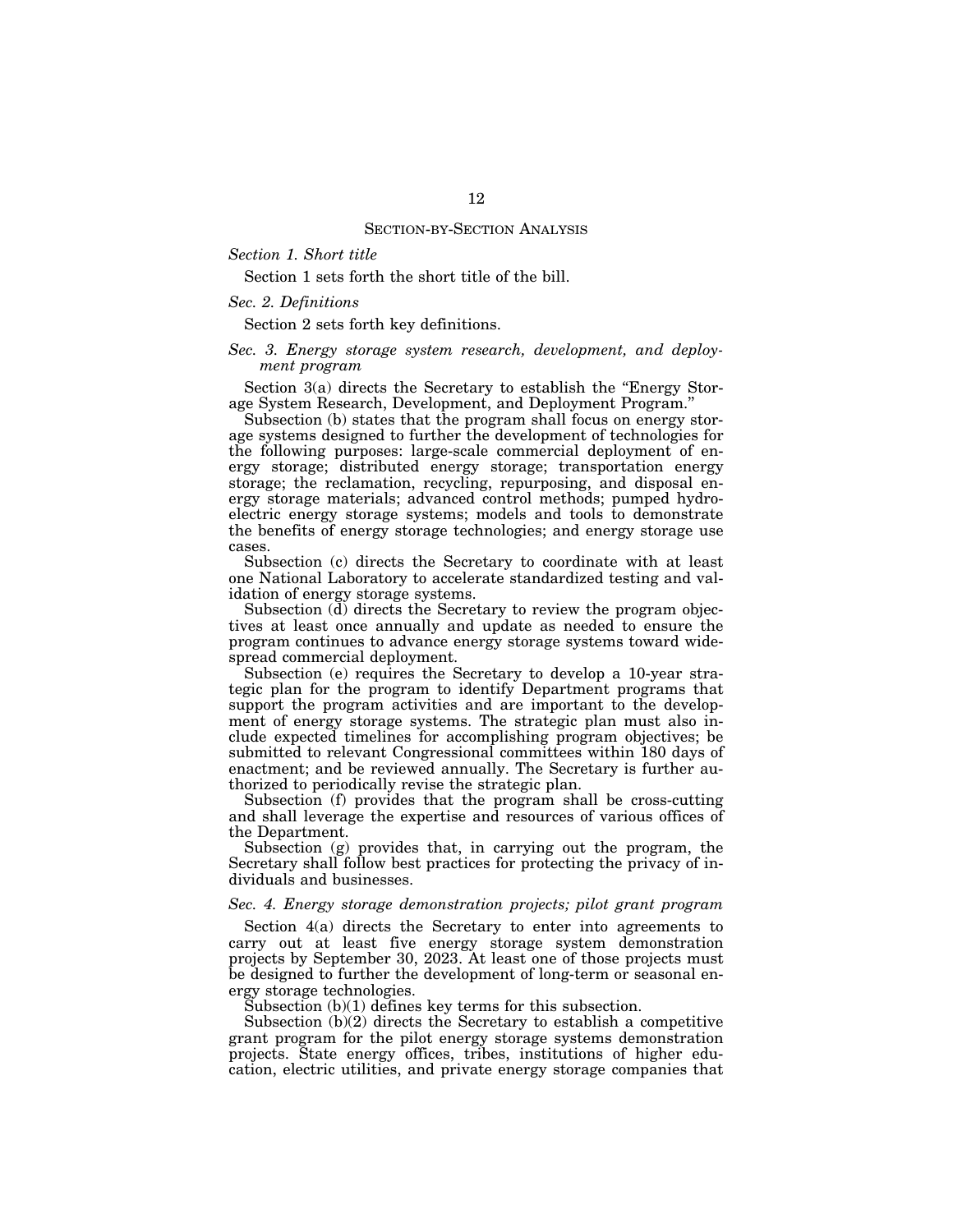## SECTION-BY-SECTION ANALYSIS

*Section 1. Short title*

Section 1 sets forth the short title of the bill.

*Sec. 2. Definitions*

Section 2 sets forth key definitions.

*Sec. 3. Energy storage system research, development, and deployment program*

Section 3(a) directs the Secretary to establish the "Energy Storage System Research, Development, and Deployment Program."

Subsection (b) states that the program shall focus on energy storage systems designed to further the development of technologies for the following purposes: large-scale commercial deployment of energy storage; distributed energy storage; transportation energy storage; the reclamation, recycling, repurposing, and disposal energy storage materials; advanced control methods; pumped hydroelectric energy storage systems; models and tools to demonstrate the benefits of energy storage technologies; and energy storage use cases.

Subsection (c) directs the Secretary to coordinate with at least one National Laboratory to accelerate standardized testing and validation of energy storage systems.

Subsection (d) directs the Secretary to review the program objectives at least once annually and update as needed to ensure the program continues to advance energy storage systems toward widespread commercial deployment.

Subsection (e) requires the Secretary to develop a 10-year strategic plan for the program to identify Department programs that support the program activities and are important to the development of energy storage systems. The strategic plan must also include expected timelines for accomplishing program objectives; be submitted to relevant Congressional committees within 180 days of enactment; and be reviewed annually. The Secretary is further authorized to periodically revise the strategic plan.

Subsection (f) provides that the program shall be cross-cutting and shall leverage the expertise and resources of various offices of the Department.

Subsection (g) provides that, in carrying out the program, the Secretary shall follow best practices for protecting the privacy of individuals and businesses.

*Sec. 4. Energy storage demonstration projects; pilot grant program*

Section 4(a) directs the Secretary to enter into agreements to carry out at least five energy storage system demonstration projects by September 30, 2023. At least one of those projects must be designed to further the development of long-term or seasonal energy storage technologies.

Subsection (b)(1) defines key terms for this subsection.

Subsection (b)(2) directs the Secretary to establish a competitive grant program for the pilot energy storage systems demonstration projects. State energy offices, tribes, institutions of higher education, electric utilities, and private energy storage companies that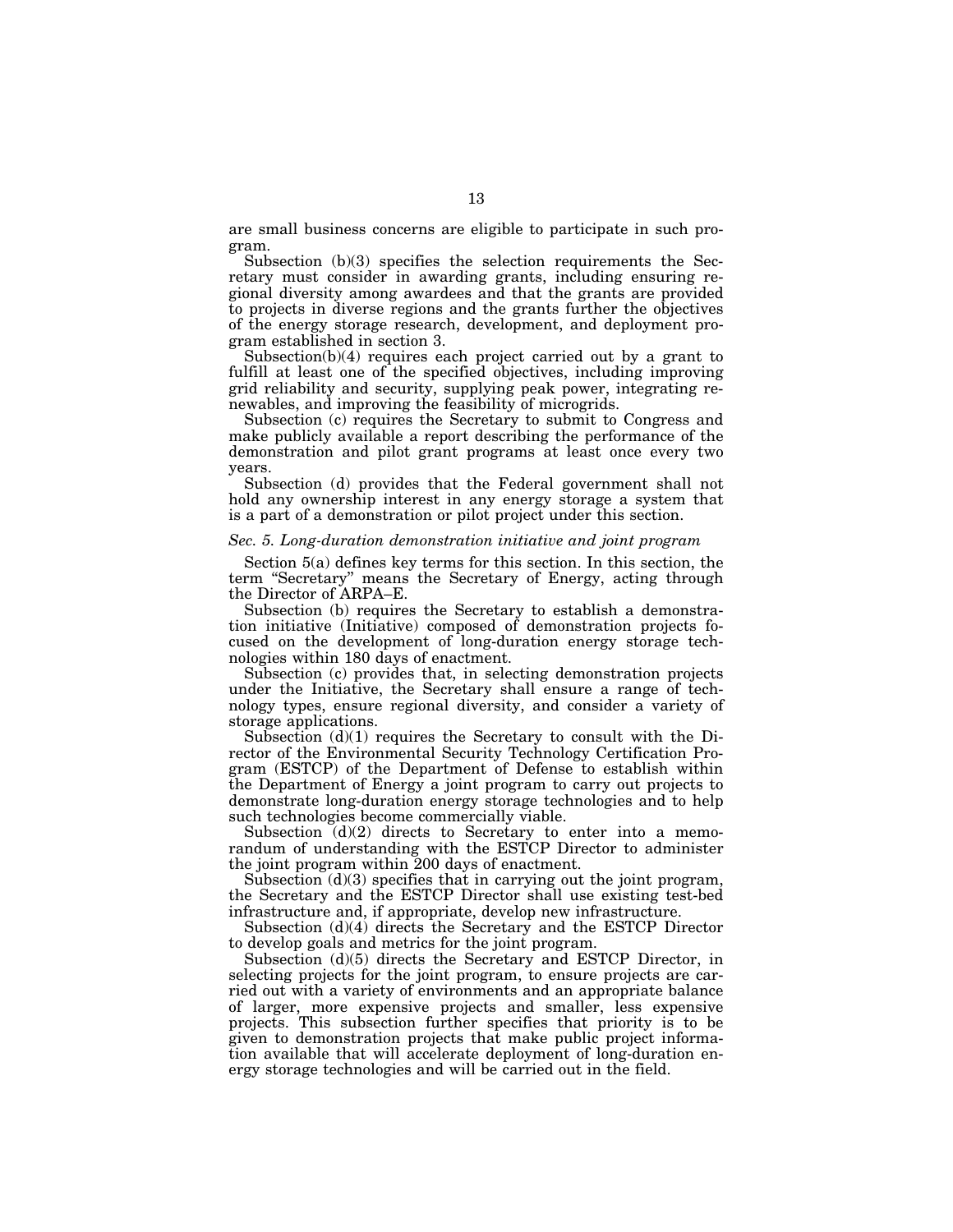are small business concerns are eligible to participate in such program.

Subsection (b)(3) specifies the selection requirements the Secretary must consider in awarding grants, including ensuring regional diversity among awardees and that the grants are provided to projects in diverse regions and the grants further the objectives of the energy storage research, development, and deployment program established in section 3.

Subsection(b)(4) requires each project carried out by a grant to fulfill at least one of the specified objectives, including improving grid reliability and security, supplying peak power, integrating renewables, and improving the feasibility of microgrids.

Subsection (c) requires the Secretary to submit to Congress and make publicly available a report describing the performance of the demonstration and pilot grant programs at least once every two years.

Subsection (d) provides that the Federal government shall not hold any ownership interest in any energy storage a system that is a part of a demonstration or pilot project under this section.

*Sec. 5. Long-duration demonstration initiative and joint program*

Section 5(a) defines key terms for this section. In this section, the term "Secretary" means the Secretary of Energy, acting through the Director of ARPA–E.

Subsection (b) requires the Secretary to establish a demonstration initiative (Initiative) composed of demonstration projects focused on the development of long-duration energy storage technologies within 180 days of enactment.

Subsection (c) provides that, in selecting demonstration projects under the Initiative, the Secretary shall ensure a range of technology types, ensure regional diversity, and consider a variety of storage applications.

Subsection (d)(1) requires the Secretary to consult with the Director of the Environmental Security Technology Certification Program (ESTCP) of the Department of Defense to establish within the Department of Energy a joint program to carry out projects to demonstrate long-duration energy storage technologies and to help such technologies become commercially viable.

Subsection (d)(2) directs to Secretary to enter into a memorandum of understanding with the ESTCP Director to administer the joint program within 200 days of enactment.

Subsection (d)(3) specifies that in carrying out the joint program, the Secretary and the ESTCP Director shall use existing test-bed infrastructure and, if appropriate, develop new infrastructure.

Subsection (d)(4) directs the Secretary and the ESTCP Director to develop goals and metrics for the joint program.

Subsection (d)(5) directs the Secretary and ESTCP Director, in selecting projects for the joint program, to ensure projects are carried out with a variety of environments and an appropriate balance of larger, more expensive projects and smaller, less expensive projects. This subsection further specifies that priority is to be given to demonstration projects that make public project information available that will accelerate deployment of long-duration energy storage technologies and will be carried out in the field.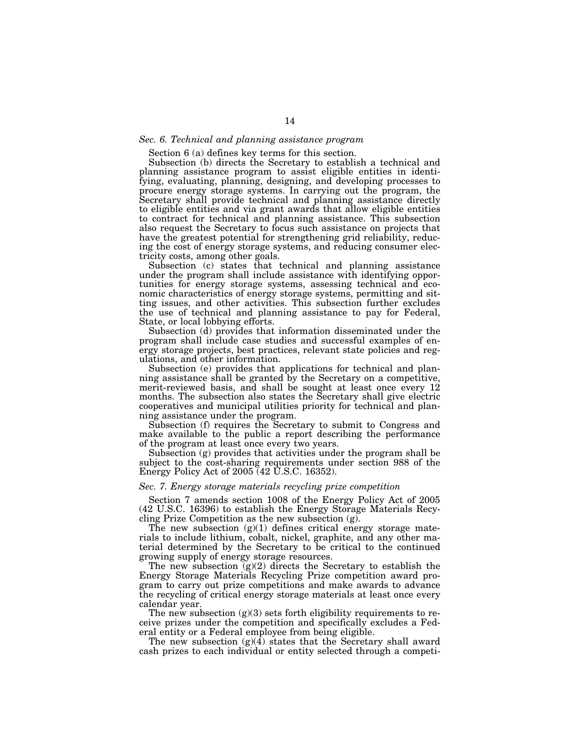### *Sec. 6. Technical and planning assistance program*

Section 6 (a) defines key terms for this section.

Subsection (b) directs the Secretary to establish a technical and planning assistance program to assist eligible entities in identifying, evaluating, planning, designing, and developing processes to procure energy storage systems. In carrying out the program, the Secretary shall provide technical and planning assistance directly to eligible entities and via grant awards that allow eligible entities to contract for technical and planning assistance. This subsection also request the Secretary to focus such assistance on projects that have the greatest potential for strengthening grid reliability, reducing the cost of energy storage systems, and reducing consumer electricity costs, among other goals.

Subsection (c) states that technical and planning assistance under the program shall include assistance with identifying opportunities for energy storage systems, assessing technical and economic characteristics of energy storage systems, permitting and sitting issues, and other activities. This subsection further excludes the use of technical and planning assistance to pay for Federal, State, or local lobbying efforts.

Subsection (d) provides that information disseminated under the program shall include case studies and successful examples of energy storage projects, best practices, relevant state policies and regulations, and other information.

Subsection (e) provides that applications for technical and planning assistance shall be granted by the Secretary on a competitive, merit-reviewed basis, and shall be sought at least once every 12 months. The subsection also states the Secretary shall give electric cooperatives and municipal utilities priority for technical and planning assistance under the program.

Subsection (f) requires the Secretary to submit to Congress and make available to the public a report describing the performance of the program at least once every two years.

Subsection (g) provides that activities under the program shall be subject to the cost-sharing requirements under section 988 of the Energy Policy Act of 2005 (42 U.S.C. 16352).

### *Sec. 7. Energy storage materials recycling prize competition*

Section 7 amends section 1008 of the Energy Policy Act of 2005 (42 U.S.C. 16396) to establish the Energy Storage Materials Recycling Prize Competition as the new subsection (g).

The new subsection (g)(1) defines critical energy storage materials to include lithium, cobalt, nickel, graphite, and any other material determined by the Secretary to be critical to the continued growing supply of energy storage resources.

The new subsection (g)(2) directs the Secretary to establish the Energy Storage Materials Recycling Prize competition award program to carry out prize competitions and make awards to advance the recycling of critical energy storage materials at least once every calendar year.

The new subsection (g)(3) sets forth eligibility requirements to receive prizes under the competition and specifically excludes a Federal entity or a Federal employee from being eligible.

The new subsection (g)(4) states that the Secretary shall award cash prizes to each individual or entity selected through a competi-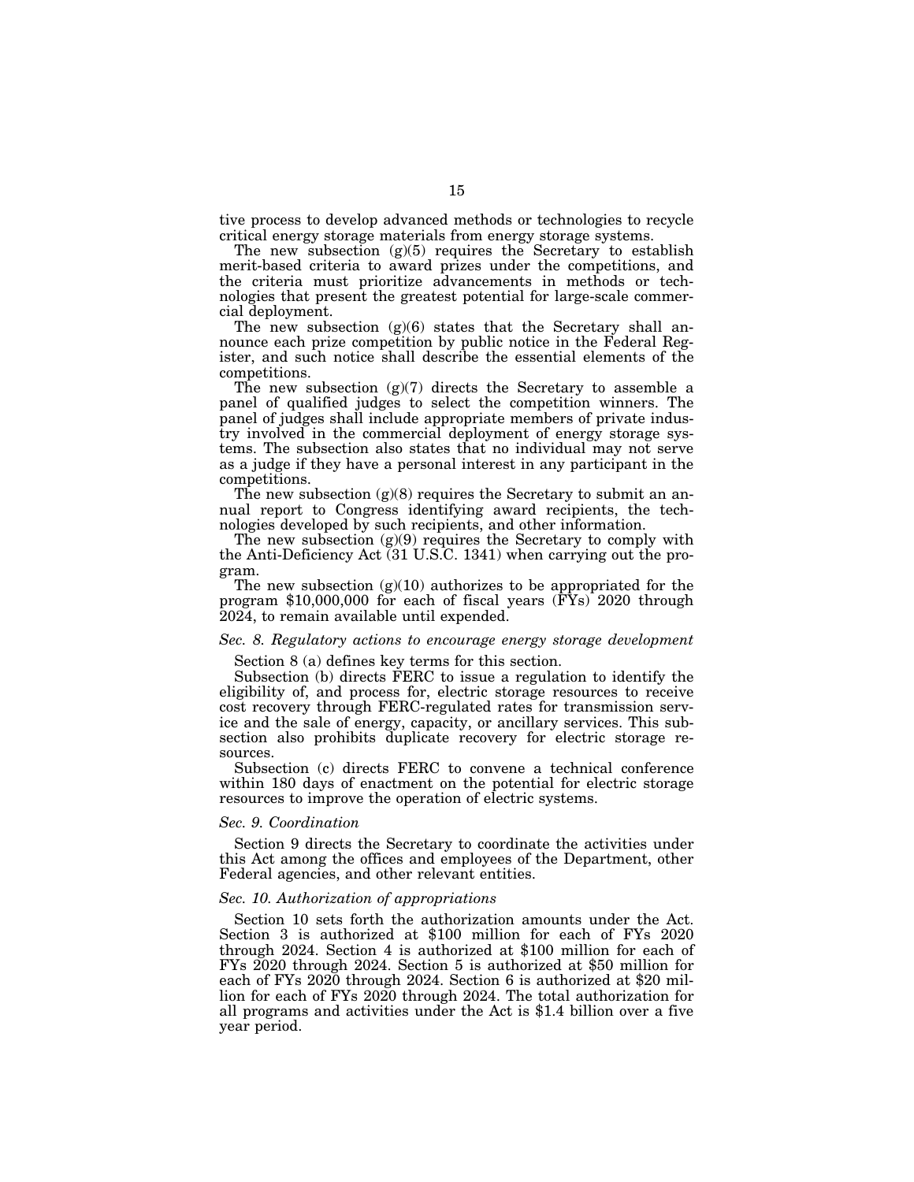tive process to develop advanced methods or technologies to recycle critical energy storage materials from energy storage systems.

The new subsection (g)(5) requires the Secretary to establish merit-based criteria to award prizes under the competitions, and the criteria must prioritize advancements in methods or technologies that present the greatest potential for large-scale commercial deployment.

The new subsection (g)(6) states that the Secretary shall announce each prize competition by public notice in the Federal Register, and such notice shall describe the essential elements of the competitions.

The new subsection (g)(7) directs the Secretary to assemble a panel of qualified judges to select the competition winners. The panel of judges shall include appropriate members of private industry involved in the commercial deployment of energy storage systems. The subsection also states that no individual may not serve as a judge if they have a personal interest in any participant in the competitions.

The new subsection (g)(8) requires the Secretary to submit an annual report to Congress identifying award recipients, the technologies developed by such recipients, and other information.

The new subsection (g)(9) requires the Secretary to comply with the Anti-Deficiency Act (31 U.S.C. 1341) when carrying out the program.

The new subsection (g)(10) authorizes to be appropriated for the program $10,000,000 for each of fiscal years (FYs) 2020 through 2024, to remain available until expended.

### *Sec. 8. Regulatory actions to encourage energy storage development*

Section 8 (a) defines key terms for this section.

Subsection (b) directs FERC to issue a regulation to identify the eligibility of, and process for, electric storage resources to receive cost recovery through FERC-regulated rates for transmission service and the sale of energy, capacity, or ancillary services. This subsection also prohibits duplicate recovery for electric storage resources.

Subsection (c) directs FERC to convene a technical conference within 180 days of enactment on the potential for electric storage resources to improve the operation of electric systems.

### *Sec. 9. Coordination*

Section 9 directs the Secretary to coordinate the activities under this Act among the offices and employees of the Department, other Federal agencies, and other relevant entities.

### *Sec. 10. Authorization of appropriations*

Section 10 sets forth the authorization amounts under the Act. Section 3 is authorized at $100 million for each of FYs 2020 through 2024. Section 4 is authorized at $100 million for each of FYs 2020 through 2024. Section 5 is authorized at $50 million for each of FYs 2020 through 2024. Section 6 is authorized at $20 million for each of FYs 2020 through 2024. The total authorization for all programs and activities under the Act is $1.4 billion over a five year period.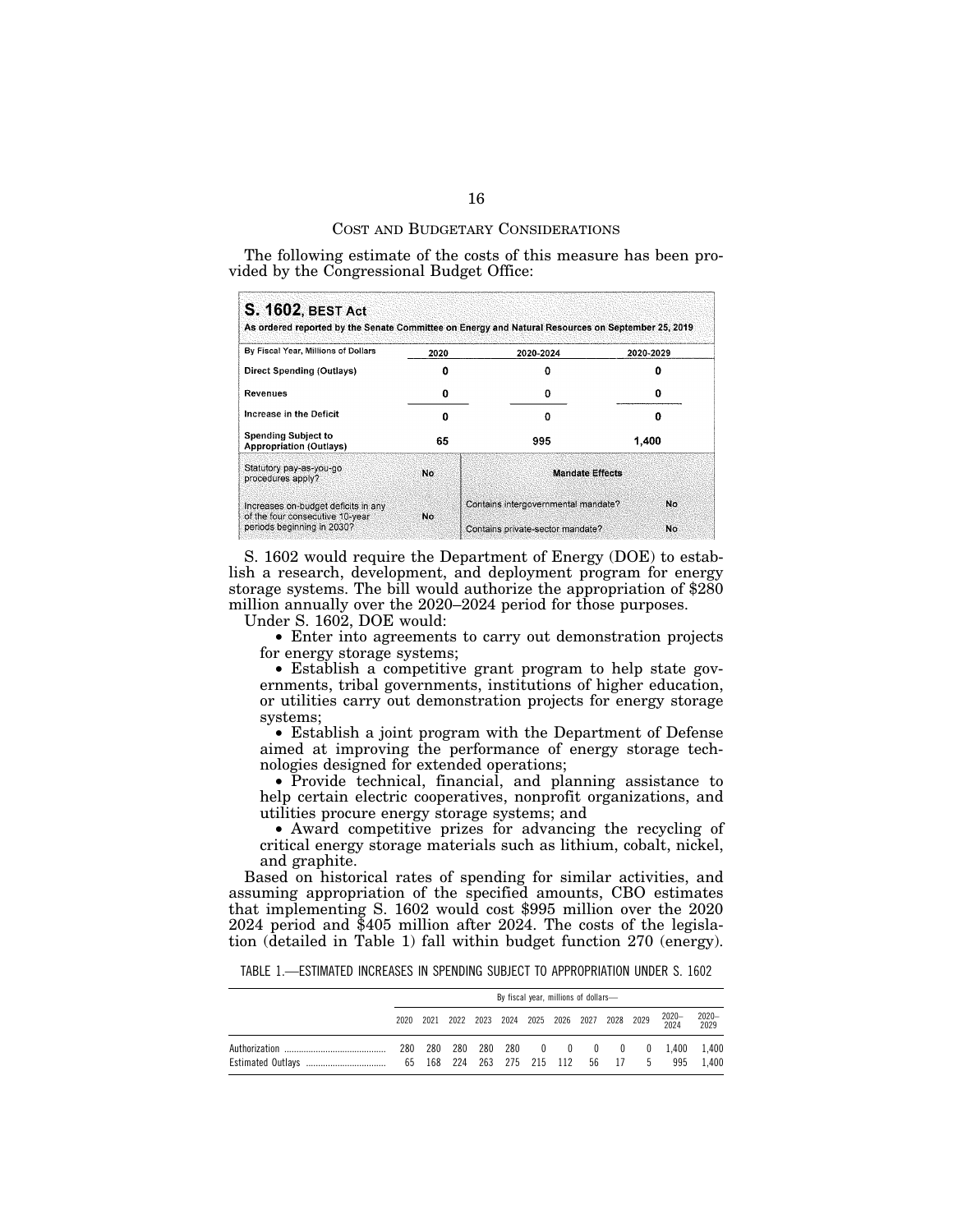## COST AND BUDGETARY CONSIDERATIONS

The following estimate of the costs of this measure has been provided by the Congressional Budget Office:

**S. 1602, BEST Act**

**As ordered reported by the Senate Committee on Energy and Natural Resources on September 25, 2019**

| By Fiscal Year, Millions of Dollars | 2020 | 2020-2024 | 2020-2029 |
|---|---|---|---|
| Direct Spending (Outlays) | 0 | 0 | 0 |
| Revenues | 0 | 0 | 0 |
| Increase in the Deficit | 0 | 0 | 0 |
| Spending Subject to Appropriation (Outlays) | 65 | 995 | 1,400 |

| | | Mandate Effects | |
|---|---|---|---|
| Statutory pay-as-you-go procedures apply? | No | | |
| Increases on-budget deficits in any of the four consecutive 10-year periods beginning in 2030? | No | Contains intergovernmental mandate? | No |
| | | Contains private-sector mandate? | No |

S. 1602 would require the Department of Energy (DOE) to establish a research, development, and deployment program for energy storage systems. The bill would authorize the appropriation of $280 million annually over the 2020–2024 period for those purposes.

Under S. 1602, DOE would:

- Enter into agreements to carry out demonstration projects for energy storage systems;
- Establish a competitive grant program to help state governments, tribal governments, institutions of higher education, or utilities carry out demonstration projects for energy storage systems;
- Establish a joint program with the Department of Defense aimed at improving the performance of energy storage technologies designed for extended operations;
- Provide technical, financial, and planning assistance to help certain electric cooperatives, nonprofit organizations, and utilities procure energy storage systems; and
- Award competitive prizes for advancing the recycling of critical energy storage materials such as lithium, cobalt, nickel, and graphite.

Based on historical rates of spending for similar activities, and assuming appropriation of the specified amounts, CBO estimates that implementing S. 1602 would cost $995 million over the 2020 2024 period and $405 million after 2024. The costs of the legislation (detailed in Table 1) fall within budget function 270 (energy).

TABLE 1.—ESTIMATED INCREASES IN SPENDING SUBJECT TO APPROPRIATION UNDER S. 1602

| | By fiscal year, millions of dollars— | | | | | | | | | | | |
|---|---|---|---|---|---|---|---|---|---|---|---|---|
| | 2020 | 2021 | 2022 | 2023 | 2024 | 2025 | 2026 | 2027 | 2028 | 2029 | 2020–2024 | 2020–2029 |
| Authorization | 280 | 280 | 280 | 280 | 280 | 0 | 0 | 0 | 0 | 0 | 1,400 | 1,400 |
| Estimated Outlays | 65 | 168 | 224 | 263 | 275 | 215 | 112 | 56 | 17 | 5 | 995 | 1,400 |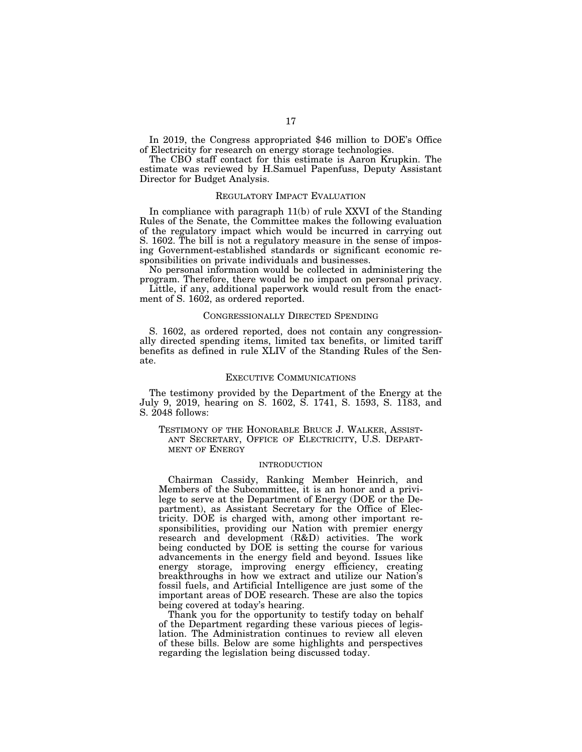In 2019, the Congress appropriated $46 million to DOE's Office of Electricity for research on energy storage technologies.

The CBO staff contact for this estimate is Aaron Krupkin. The estimate was reviewed by H.Samuel Papenfuss, Deputy Assistant Director for Budget Analysis.

## REGULATORY IMPACT EVALUATION

In compliance with paragraph 11(b) of rule XXVI of the Standing Rules of the Senate, the Committee makes the following evaluation of the regulatory impact which would be incurred in carrying out S. 1602. The bill is not a regulatory measure in the sense of imposing Government-established standards or significant economic responsibilities on private individuals and businesses.

No personal information would be collected in administering the program. Therefore, there would be no impact on personal privacy.

Little, if any, additional paperwork would result from the enactment of S. 1602, as ordered reported.

## CONGRESSIONALLY DIRECTED SPENDING

S. 1602, as ordered reported, does not contain any congressionally directed spending items, limited tax benefits, or limited tariff benefits as defined in rule XLIV of the Standing Rules of the Senate.

## EXECUTIVE COMMUNICATIONS

The testimony provided by the Department of the Energy at the July 9, 2019, hearing on S. 1602, S. 1741, S. 1593, S. 1183, and S. 2048 follows:

### TESTIMONY OF THE HONORABLE BRUCE J. WALKER, ASSISTANT SECRETARY, OFFICE OF ELECTRICITY, U.S. DEPARTMENT OF ENERGY

#### INTRODUCTION

Chairman Cassidy, Ranking Member Heinrich, and Members of the Subcommittee, it is an honor and a privilege to serve at the Department of Energy (DOE or the Department), as Assistant Secretary for the Office of Electricity. DOE is charged with, among other important responsibilities, providing our Nation with premier energy research and development (R&D) activities. The work being conducted by DOE is setting the course for various advancements in the energy field and beyond. Issues like energy storage, improving energy efficiency, creating breakthroughs in how we extract and utilize our Nation's fossil fuels, and Artificial Intelligence are just some of the important areas of DOE research. These are also the topics being covered at today's hearing.

Thank you for the opportunity to testify today on behalf of the Department regarding these various pieces of legislation. The Administration continues to review all eleven of these bills. Below are some highlights and perspectives regarding the legislation being discussed today.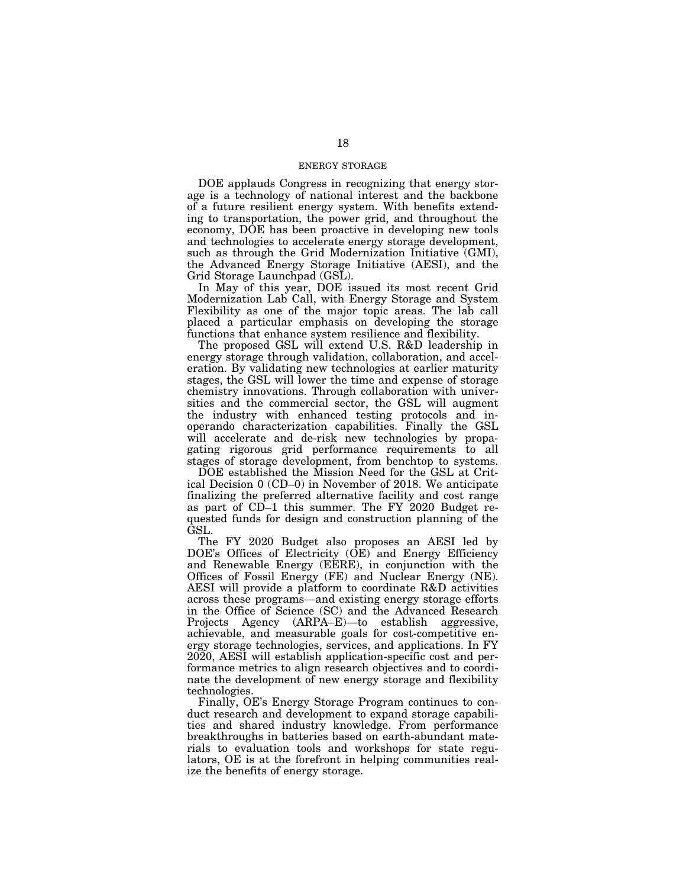## ENERGY STORAGE

DOE applauds Congress in recognizing that energy storage is a technology of national interest and the backbone of a future resilient energy system. With benefits extending to transportation, the power grid, and throughout the economy, DOE has been proactive in developing new tools and technologies to accelerate energy storage development, such as through the Grid Modernization Initiative (GMI), the Advanced Energy Storage Initiative (AESI), and the Grid Storage Launchpad (GSL).

In May of this year, DOE issued its most recent Grid Modernization Lab Call, with Energy Storage and System Flexibility as one of the major topic areas. The lab call placed a particular emphasis on developing the storage functions that enhance system resilience and flexibility.

The proposed GSL will extend U.S. R&D leadership in energy storage through validation, collaboration, and acceleration. By validating new technologies at earlier maturity stages, the GSL will lower the time and expense of storage chemistry innovations. Through collaboration with universities and the commercial sector, the GSL will augment the industry with enhanced testing protocols and in-operando characterization capabilities. Finally the GSL will accelerate and de-risk new technologies by propagating rigorous grid performance requirements to all stages of storage development, from benchtop to systems.

DOE established the Mission Need for the GSL at Critical Decision 0 (CD–0) in November of 2018. We anticipate finalizing the preferred alternative facility and cost range as part of CD–1 this summer. The FY 2020 Budget requested funds for design and construction planning of the GSL.

The FY 2020 Budget also proposes an AESI led by DOE's Offices of Electricity (OE) and Energy Efficiency and Renewable Energy (EERE), in conjunction with the Offices of Fossil Energy (FE) and Nuclear Energy (NE). AESI will provide a platform to coordinate R&D activities across these programs—and existing energy storage efforts in the Office of Science (SC) and the Advanced Research Projects Agency (ARPA–E)—to establish aggressive, achievable, and measurable goals for cost-competitive energy storage technologies, services, and applications. In FY 2020, AESI will establish application-specific cost and performance metrics to align research objectives and to coordinate the development of new energy storage and flexibility technologies.

Finally, OE's Energy Storage Program continues to conduct research and development to expand storage capabilities and shared industry knowledge. From performance breakthroughs in batteries based on earth-abundant materials to evaluation tools and workshops for state regulators, OE is at the forefront in helping communities realize the benefits of energy storage.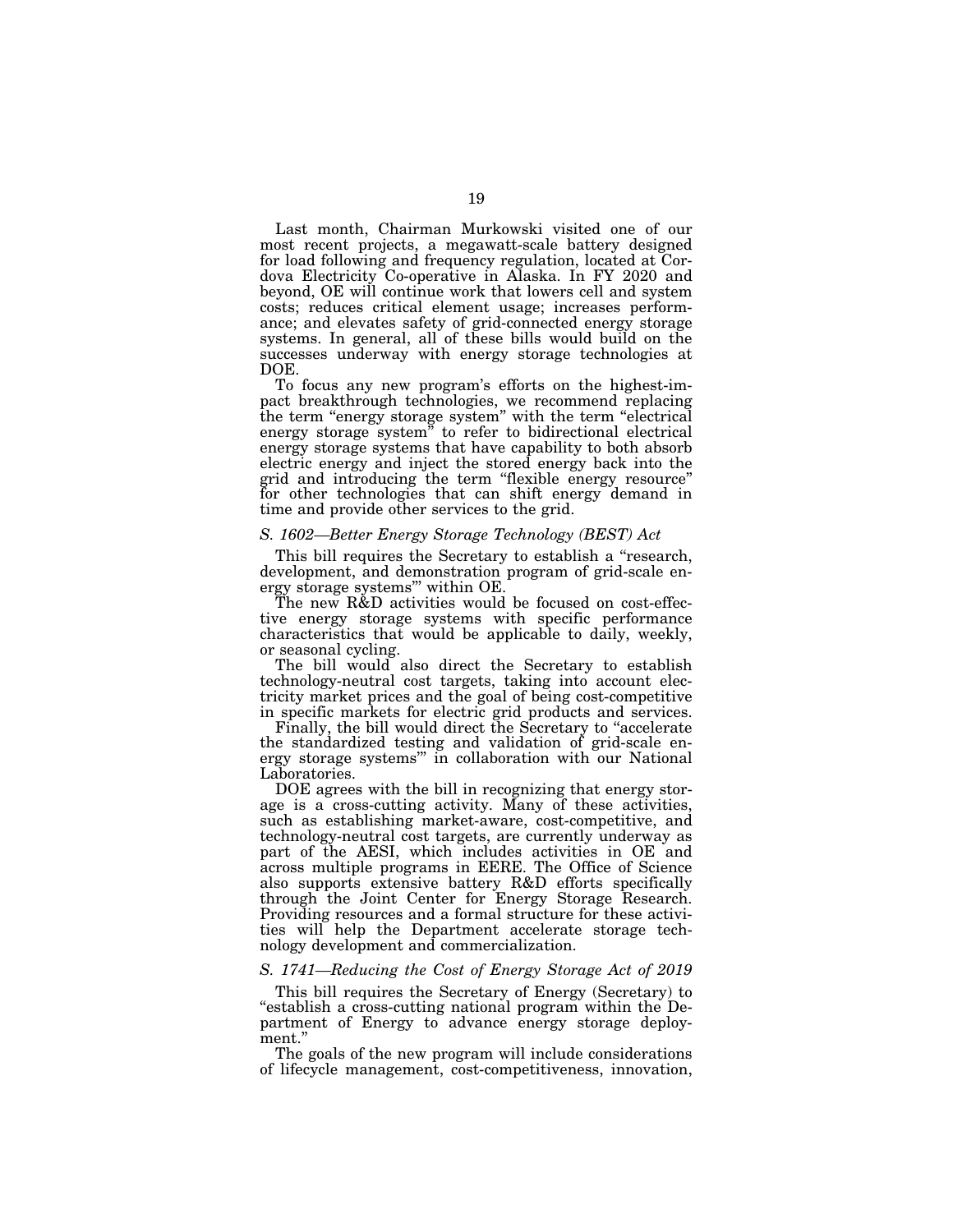Last month, Chairman Murkowski visited one of our most recent projects, a megawatt-scale battery designed for load following and frequency regulation, located at Cordova Electricity Co-operative in Alaska. In FY 2020 and beyond, OE will continue work that lowers cell and system costs; reduces critical element usage; increases performance; and elevates safety of grid-connected energy storage systems. In general, all of these bills would build on the successes underway with energy storage technologies at DOE.

To focus any new program's efforts on the highest-impact breakthrough technologies, we recommend replacing the term "energy storage system" with the term "electrical energy storage system" to refer to bidirectional electrical energy storage systems that have capability to both absorb electric energy and inject the stored energy back into the grid and introducing the term "flexible energy resource" for other technologies that can shift energy demand in time and provide other services to the grid.

### *S. 1602—Better Energy Storage Technology (BEST) Act*

This bill requires the Secretary to establish a "research, development, and demonstration program of grid-scale energy storage systems'" within OE.

The new R&D activities would be focused on cost-effective energy storage systems with specific performance characteristics that would be applicable to daily, weekly, or seasonal cycling.

The bill would also direct the Secretary to establish technology-neutral cost targets, taking into account electricity market prices and the goal of being cost-competitive in specific markets for electric grid products and services.

Finally, the bill would direct the Secretary to "accelerate the standardized testing and validation of grid-scale energy storage systems'" in collaboration with our National Laboratories.

DOE agrees with the bill in recognizing that energy storage is a cross-cutting activity. Many of these activities, such as establishing market-aware, cost-competitive, and technology-neutral cost targets, are currently underway as part of the AESI, which includes activities in OE and across multiple programs in EERE. The Office of Science also supports extensive battery R&D efforts specifically through the Joint Center for Energy Storage Research. Providing resources and a formal structure for these activities will help the Department accelerate storage technology development and commercialization.

### *S. 1741—Reducing the Cost of Energy Storage Act of 2019*

This bill requires the Secretary of Energy (Secretary) to "establish a cross-cutting national program within the Department of Energy to advance energy storage deployment."

The goals of the new program will include considerations of lifecycle management, cost-competitiveness, innovation,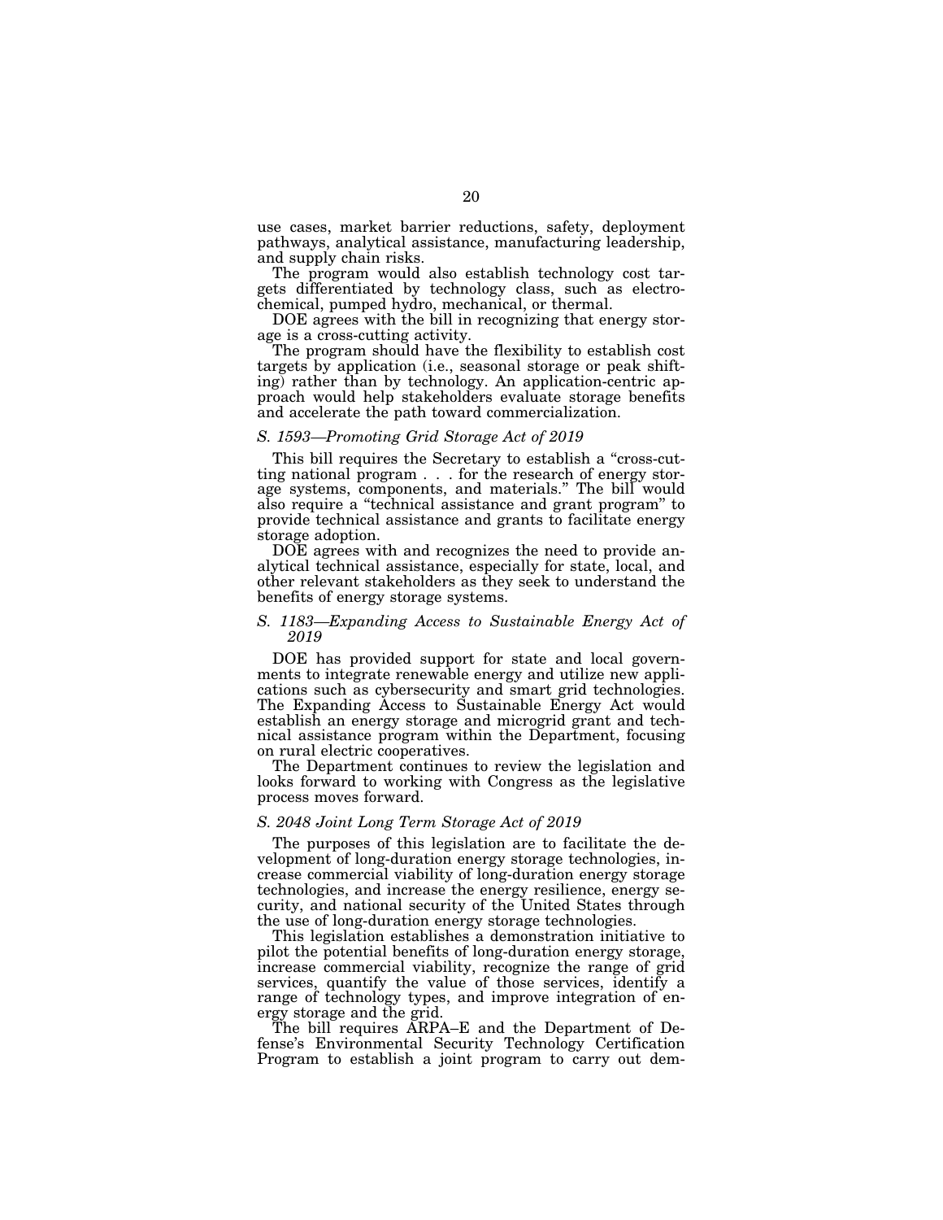use cases, market barrier reductions, safety, deployment pathways, analytical assistance, manufacturing leadership, and supply chain risks.

The program would also establish technology cost targets differentiated by technology class, such as electrochemical, pumped hydro, mechanical, or thermal.

DOE agrees with the bill in recognizing that energy storage is a cross-cutting activity.

The program should have the flexibility to establish cost targets by application (i.e., seasonal storage or peak shifting) rather than by technology. An application-centric approach would help stakeholders evaluate storage benefits and accelerate the path toward commercialization.

### *S. 1593—Promoting Grid Storage Act of 2019*

This bill requires the Secretary to establish a "cross-cutting national program . . . for the research of energy storage systems, components, and materials." The bill would also require a "technical assistance and grant program" to provide technical assistance and grants to facilitate energy storage adoption.

DOE agrees with and recognizes the need to provide analytical technical assistance, especially for state, local, and other relevant stakeholders as they seek to understand the benefits of energy storage systems.

### *S. 1183—Expanding Access to Sustainable Energy Act of 2019*

DOE has provided support for state and local governments to integrate renewable energy and utilize new applications such as cybersecurity and smart grid technologies. The Expanding Access to Sustainable Energy Act would establish an energy storage and microgrid grant and technical assistance program within the Department, focusing on rural electric cooperatives.

The Department continues to review the legislation and looks forward to working with Congress as the legislative process moves forward.

### *S. 2048 Joint Long Term Storage Act of 2019*

The purposes of this legislation are to facilitate the development of long-duration energy storage technologies, increase commercial viability of long-duration energy storage technologies, and increase the energy resilience, energy security, and national security of the United States through the use of long-duration energy storage technologies.

This legislation establishes a demonstration initiative to pilot the potential benefits of long-duration energy storage, increase commercial viability, recognize the range of grid services, quantify the value of those services, identify a range of technology types, and improve integration of energy storage and the grid.

The bill requires ARPA–E and the Department of Defense's Environmental Security Technology Certification Program to establish a joint program to carry out dem-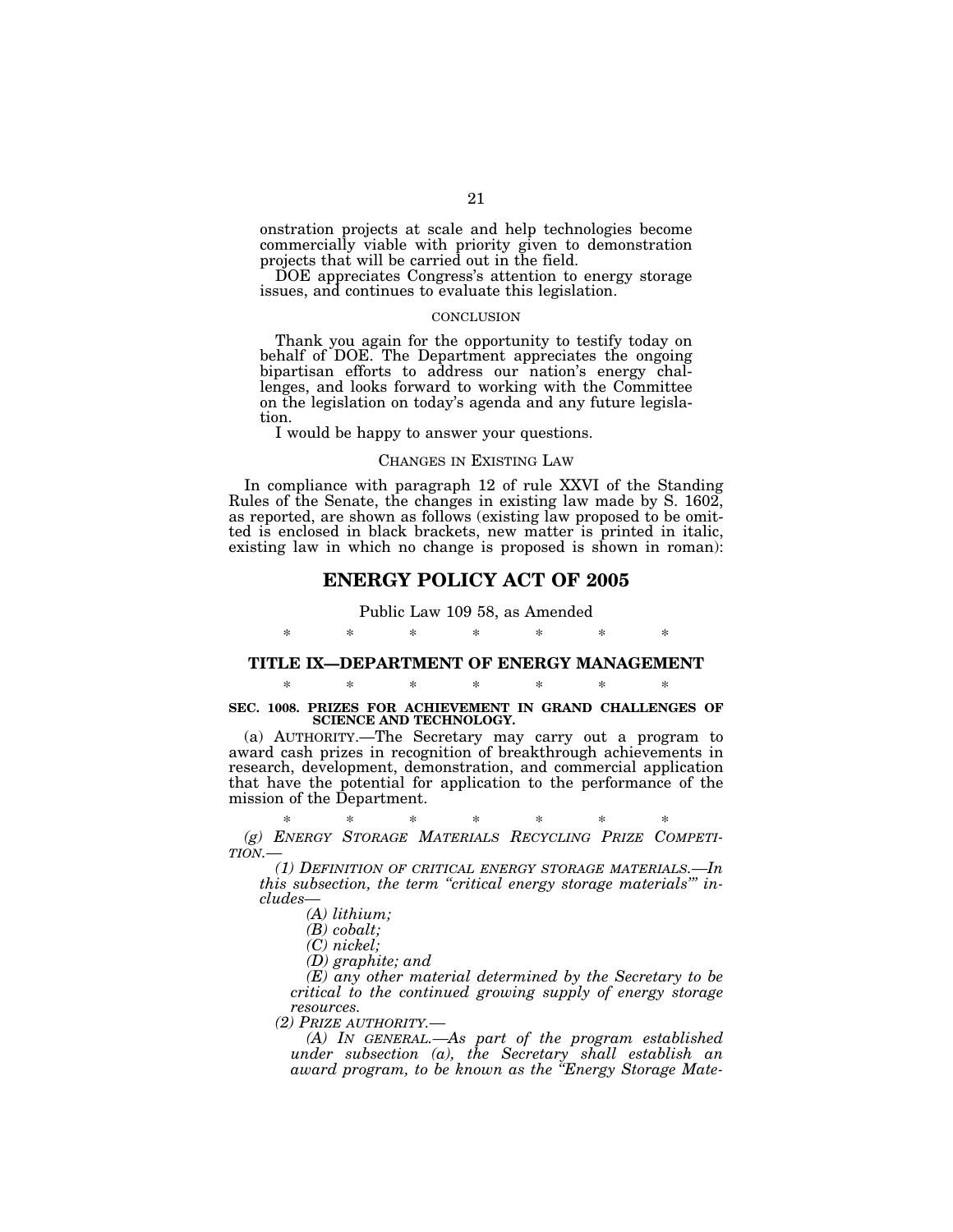onstration projects at scale and help technologies become commercially viable with priority given to demonstration projects that will be carried out in the field.

DOE appreciates Congress's attention to energy storage issues, and continues to evaluate this legislation.

CONCLUSION

Thank you again for the opportunity to testify today on behalf of DOE. The Department appreciates the ongoing bipartisan efforts to address our nation's energy challenges, and looks forward to working with the Committee on the legislation on today's agenda and any future legislation.

I would be happy to answer your questions.

## CHANGES IN EXISTING LAW

In compliance with paragraph 12 of rule XXVI of the Standing Rules of the Senate, the changes in existing law made by S. 1602, as reported, are shown as follows (existing law proposed to be omitted is enclosed in black brackets, new matter is printed in italic, existing law in which no change is proposed is shown in roman):

# ENERGY POLICY ACT OF 2005

Public Law 109 58, as Amended

\* \* \* \* \* \* \*

## TITLE IX—DEPARTMENT OF ENERGY MANAGEMENT

\* \* \* \* \* \* \*

**SEC. 1008. PRIZES FOR ACHIEVEMENT IN GRAND CHALLENGES OF SCIENCE AND TECHNOLOGY.**

(a) AUTHORITY.—The Secretary may carry out a program to award cash prizes in recognition of breakthrough achievements in research, development, demonstration, and commercial application that have the potential for application to the performance of the mission of the Department.

\* \* \* \* \* \* \*

*(g) ENERGY STORAGE MATERIALS RECYCLING PRIZE COMPETITION.—*

*(1) DEFINITION OF CRITICAL ENERGY STORAGE MATERIALS.—In this subsection, the term "critical energy storage materials'" includes—*

*(A) lithium;*

*(B) cobalt;*

*(C) nickel;*

*(D) graphite; and*

*(E) any other material determined by the Secretary to be critical to the continued growing supply of energy storage resources.*

*(2) PRIZE AUTHORITY.—*

*(A) IN GENERAL.—As part of the program established under subsection (a), the Secretary shall establish an award program, to be known as the "Energy Storage Mate-*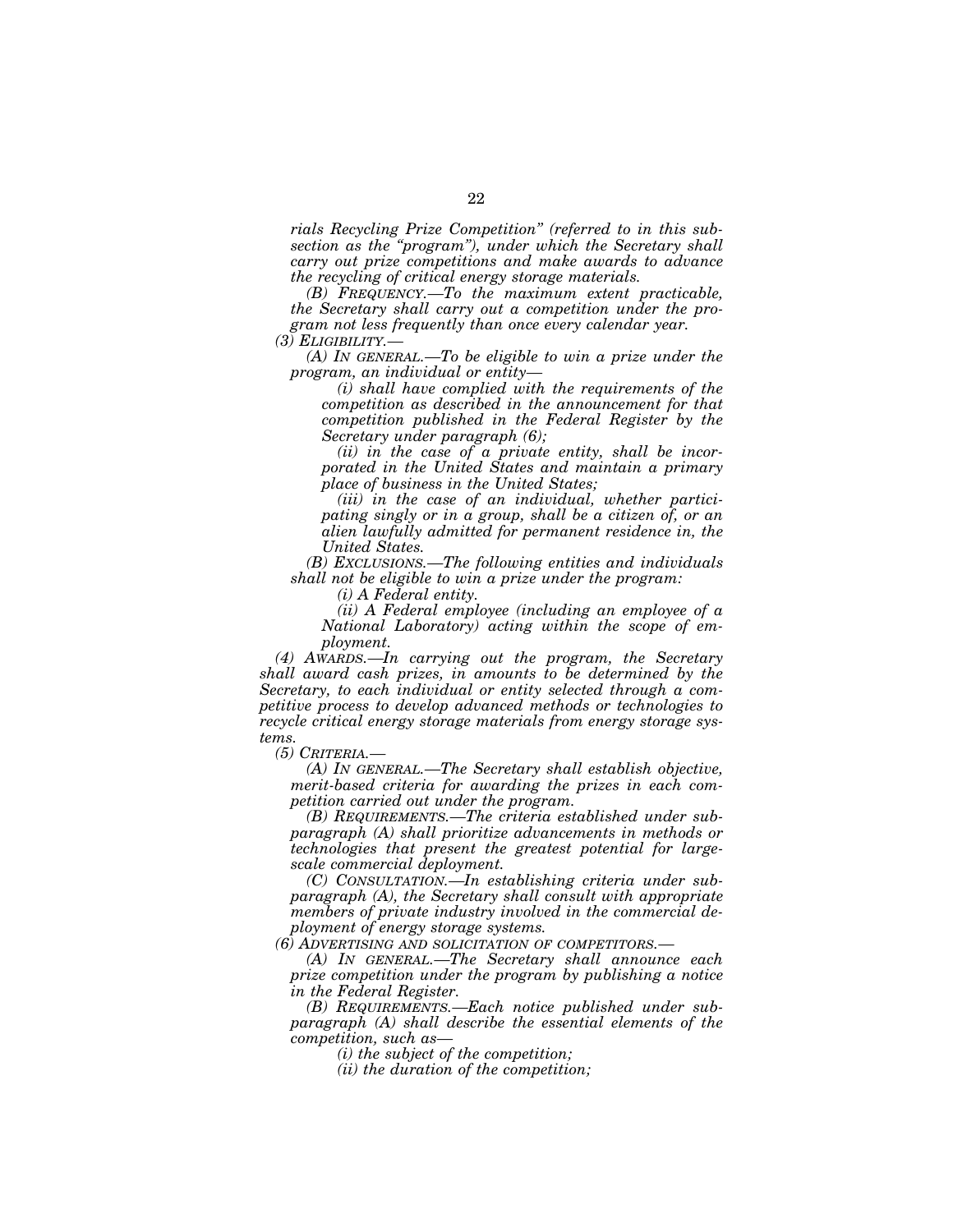*rials Recycling Prize Competition" (referred to in this subsection as the "program"), under which the Secretary shall carry out prize competitions and make awards to advance the recycling of critical energy storage materials.*

*(B) FREQUENCY.—To the maximum extent practicable, the Secretary shall carry out a competition under the program not less frequently than once every calendar year.*

*(3) ELIGIBILITY.—*

*(A) IN GENERAL.—To be eligible to win a prize under the program, an individual or entity—*

*(i) shall have complied with the requirements of the competition as described in the announcement for that competition published in the Federal Register by the Secretary under paragraph (6);*

*(ii) in the case of a private entity, shall be incorporated in the United States and maintain a primary place of business in the United States;*

*(iii) in the case of an individual, whether participating singly or in a group, shall be a citizen of, or an alien lawfully admitted for permanent residence in, the United States.*

*(B) EXCLUSIONS.—The following entities and individuals shall not be eligible to win a prize under the program:*

*(i) A Federal entity.*

*(ii) A Federal employee (including an employee of a National Laboratory) acting within the scope of employment.*

*(4) AWARDS.—In carrying out the program, the Secretary shall award cash prizes, in amounts to be determined by the Secretary, to each individual or entity selected through a competitive process to develop advanced methods or technologies to recycle critical energy storage materials from energy storage systems.*

*(5) CRITERIA.—*

*(A) IN GENERAL.—The Secretary shall establish objective, merit-based criteria for awarding the prizes in each competition carried out under the program.*

*(B) REQUIREMENTS.—The criteria established under subparagraph (A) shall prioritize advancements in methods or technologies that present the greatest potential for large-scale commercial deployment.*

*(C) CONSULTATION.—In establishing criteria under subparagraph (A), the Secretary shall consult with appropriate members of private industry involved in the commercial deployment of energy storage systems.*

*(6) ADVERTISING AND SOLICITATION OF COMPETITORS.—*

*(A) IN GENERAL.—The Secretary shall announce each prize competition under the program by publishing a notice in the Federal Register.*

*(B) REQUIREMENTS.—Each notice published under subparagraph (A) shall describe the essential elements of the competition, such as—*

*(i) the subject of the competition;*

*(ii) the duration of the competition;*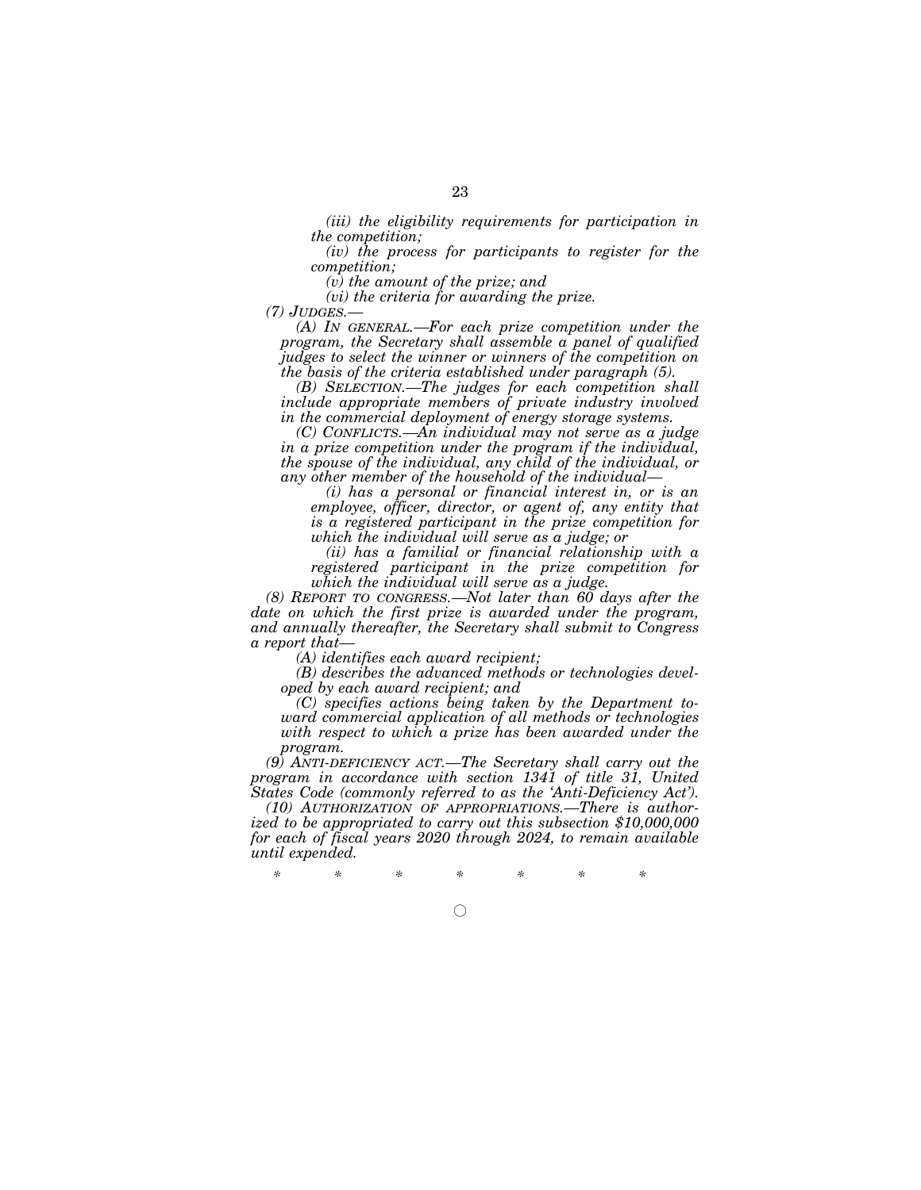*(iii) the eligibility requirements for participation in the competition;*

*(iv) the process for participants to register for the competition;*

*(v) the amount of the prize; and*

*(vi) the criteria for awarding the prize.*

*(7) JUDGES.—*

*(A) IN GENERAL.—For each prize competition under the program, the Secretary shall assemble a panel of qualified judges to select the winner or winners of the competition on the basis of the criteria established under paragraph (5).*

*(B) SELECTION.—The judges for each competition shall include appropriate members of private industry involved in the commercial deployment of energy storage systems.*

*(C) CONFLICTS.—An individual may not serve as a judge in a prize competition under the program if the individual, the spouse of the individual, any child of the individual, or any other member of the household of the individual—*

*(i) has a personal or financial interest in, or is an employee, officer, director, or agent of, any entity that is a registered participant in the prize competition for which the individual will serve as a judge; or*

*(ii) has a familial or financial relationship with a registered participant in the prize competition for which the individual will serve as a judge.*

*(8) REPORT TO CONGRESS.—Not later than 60 days after the date on which the first prize is awarded under the program, and annually thereafter, the Secretary shall submit to Congress a report that—*

*(A) identifies each award recipient;*

*(B) describes the advanced methods or technologies developed by each award recipient; and*

*(C) specifies actions being taken by the Department toward commercial application of all methods or technologies with respect to which a prize has been awarded under the program.*

*(9) ANTI-DEFICIENCY ACT.—The Secretary shall carry out the program in accordance with section 1341 of title 31, United States Code (commonly referred to as the 'Anti-Deficiency Act').*

*(10) AUTHORIZATION OF APPROPRIATIONS.—There is authorized to be appropriated to carry out this subsection $10,000,000 for each of fiscal years 2020 through 2024, to remain available until expended.*

\* \* \* \* \* \* \*

○